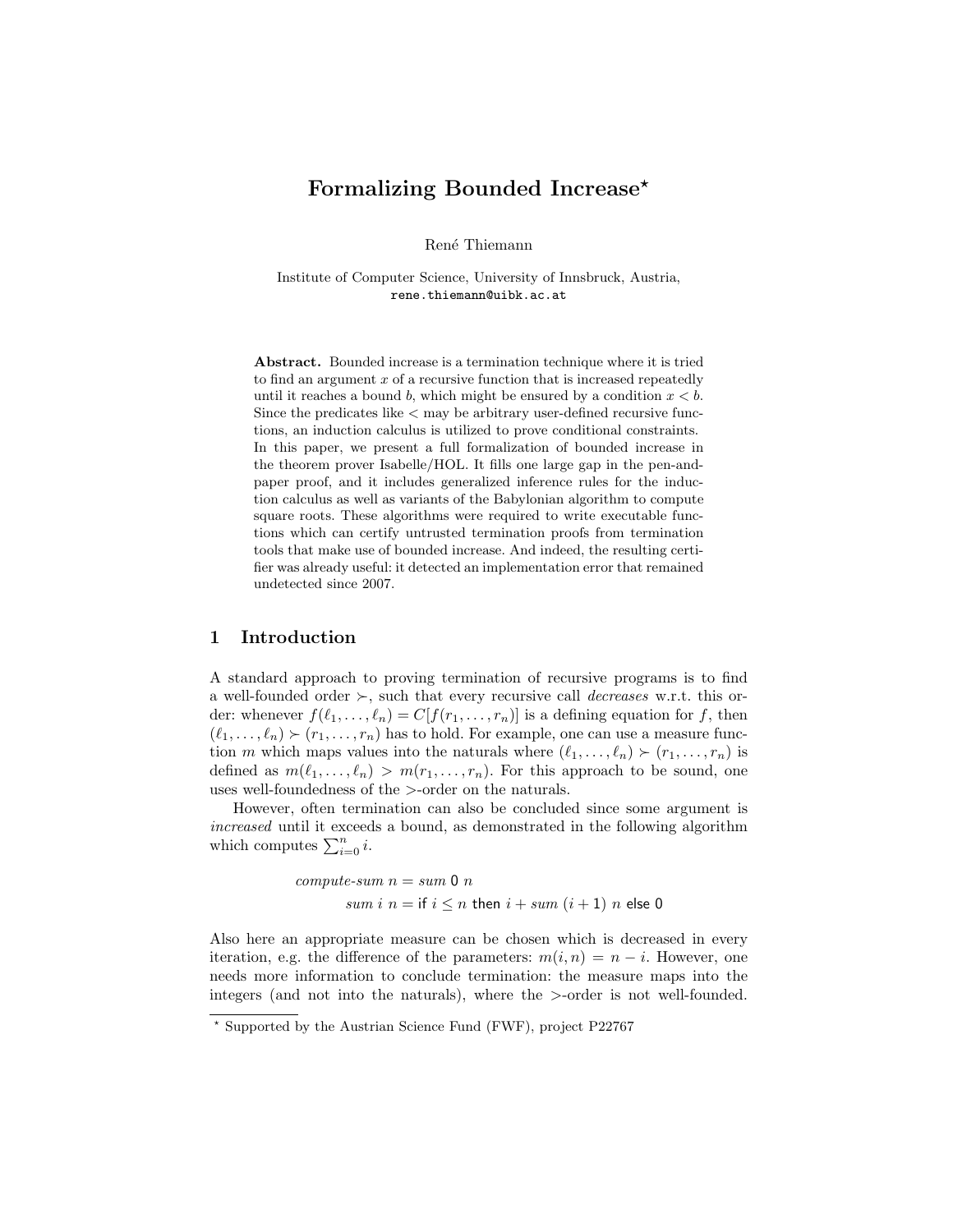# Formalizing Bounded Increase*

René Thiemann

Institute of Computer Science, University of Innsbruck, Austria,
`rene.thiemann@uibk.ac.at`

**Abstract.** Bounded increase is a termination technique where it is tried to find an argument $x$ of a recursive function that is increased repeatedly until it reaches a bound $b$, which might be ensured by a condition $x < b$. Since the predicates like $<$ may be arbitrary user-defined recursive functions, an induction calculus is utilized to prove conditional constraints. In this paper, we present a full formalization of bounded increase in the theorem prover Isabelle/HOL. It fills one large gap in the pen-and-paper proof, and it includes generalized inference rules for the induction calculus as well as variants of the Babylonian algorithm to compute square roots. These algorithms were required to write executable functions which can certify untrusted termination proofs from termination tools that make use of bounded increase. And indeed, the resulting certifier was already useful: it detected an implementation error that remained undetected since 2007.

## 1 Introduction

A standard approach to proving termination of recursive programs is to find a well-founded order $\succ$, such that every recursive call *decreases* w.r.t. this order: whenever $f(\ell_1, \ldots, \ell_n) = C[f(r_1, \ldots, r_n)]$ is a defining equation for $f$, then $(\ell_1, \ldots, \ell_n) \succ (r_1, \ldots, r_n)$ has to hold. For example, one can use a measure function $m$ which maps values into the naturals where $(\ell_1, \ldots, \ell_n) \succ (r_1, \ldots, r_n)$ is defined as $m(\ell_1, \ldots, \ell_n) > m(r_1, \ldots, r_n)$. For this approach to be sound, one uses well-foundedness of the $>$-order on the naturals.

However, often termination can also be concluded since some argument is *increased* until it exceeds a bound, as demonstrated in the following algorithm which computes $\sum_{i=0}^{n} i$.

$$\begin{aligned}
&\textit{compute-sum}\ n = \textit{sum}\ 0\ n \\
&\qquad \textit{sum}\ i\ n = \mathsf{if}\ i \leq n\ \mathsf{then}\ i + \textit{sum}\ (i+1)\ n\ \mathsf{else}\ 0
\end{aligned}$$

Also here an appropriate measure can be chosen which is decreased in every iteration, e.g. the difference of the parameters: $m(i, n) = n - i$. However, one needs more information to conclude termination: the measure maps into the integers (and not into the naturals), where the $>$-order is not well-founded.

* Supported by the Austrian Science Fund (FWF), project P22767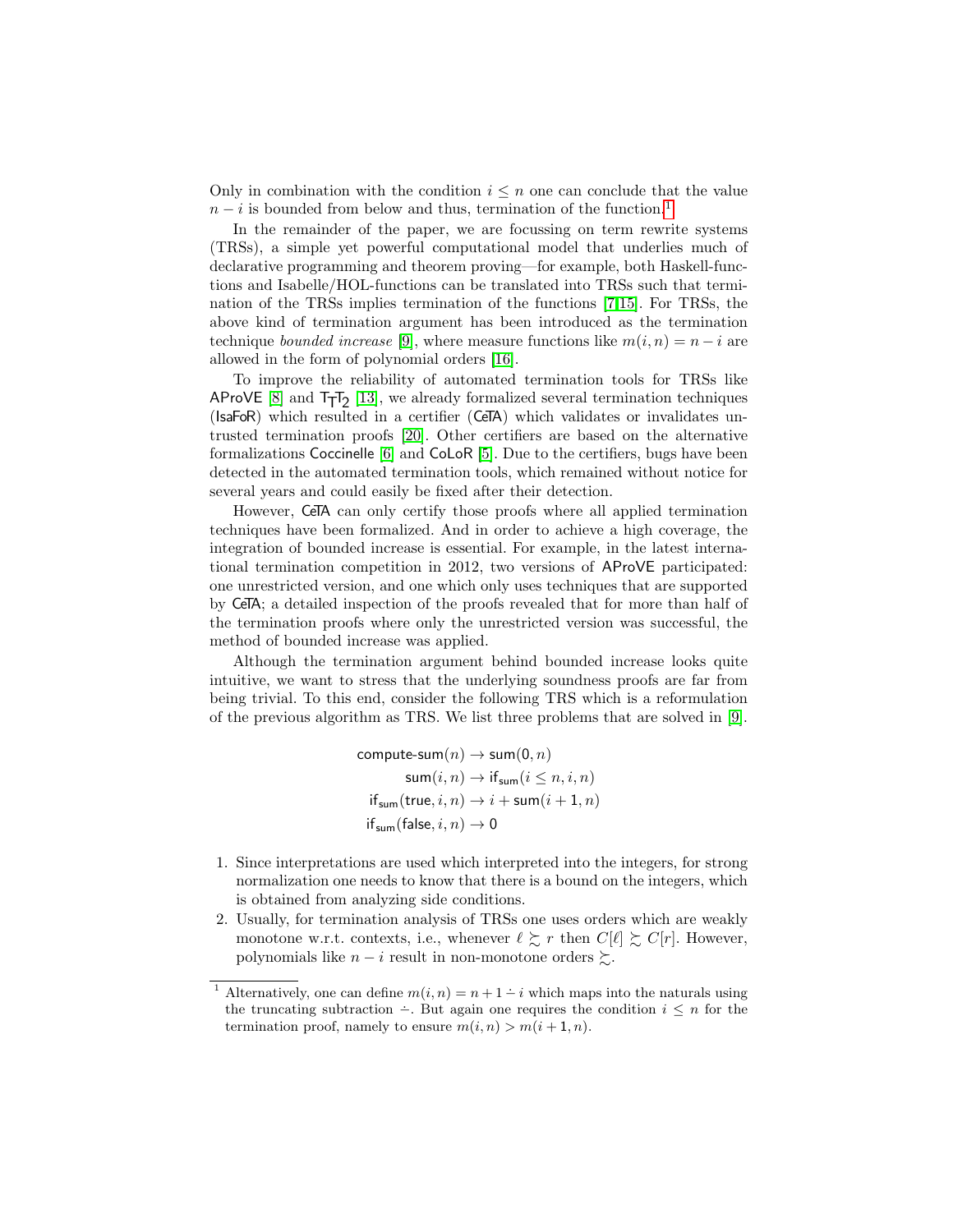Only in combination with the condition $i \leq n$ one can conclude that the value $n - i$ is bounded from below and thus, termination of the function.[1]

In the remainder of the paper, we are focussing on term rewrite systems (TRSs), a simple yet powerful computational model that underlies much of declarative programming and theorem proving—for example, both Haskell-functions and Isabelle/HOL-functions can be translated into TRSs such that termination of the TRSs implies termination of the functions [7,15]. For TRSs, the above kind of termination argument has been introduced as the termination technique *bounded increase* [9], where measure functions like $m(i, n) = n - i$ are allowed in the form of polynomial orders [16].

To improve the reliability of automated termination tools for TRSs like AProVE [8] and $\mathsf{T_TT_2}$ [13], we already formalized several termination techniques (IsaFoR) which resulted in a certifier (CeTA) which validates or invalidates untrusted termination proofs [20]. Other certifiers are based on the alternative formalizations Coccinelle [6] and CoLoR [5]. Due to the certifiers, bugs have been detected in the automated termination tools, which remained without notice for several years and could easily be fixed after their detection.

However, CeTA can only certify those proofs where all applied termination techniques have been formalized. And in order to achieve a high coverage, the integration of bounded increase is essential. For example, in the latest international termination competition in 2012, two versions of AProVE participated: one unrestricted version, and one which only uses techniques that are supported by CeTA; a detailed inspection of the proofs revealed that for more than half of the termination proofs where only the unrestricted version was successful, the method of bounded increase was applied.

Although the termination argument behind bounded increase looks quite intuitive, we want to stress that the underlying soundness proofs are far from being trivial. To this end, consider the following TRS which is a reformulation of the previous algorithm as TRS. We list three problems that are solved in [9].

$$
\begin{aligned}
\mathsf{compute\text{-}sum}(n) &\to \mathsf{sum}(\mathsf{0}, n)\\
\mathsf{sum}(i, n) &\to \mathsf{if_{sum}}(i \leq n, i, n)\\
\mathsf{if_{sum}}(\mathsf{true}, i, n) &\to i + \mathsf{sum}(i + \mathsf{1}, n)\\
\mathsf{if_{sum}}(\mathsf{false}, i, n) &\to \mathsf{0}
\end{aligned}
$$

1. Since interpretations are used which interpreted into the integers, for strong normalization one needs to know that there is a bound on the integers, which is obtained from analyzing side conditions.
2. Usually, for termination analysis of TRSs one uses orders which are weakly monotone w.r.t. contexts, i.e., whenever $\ell \succsim r$ then $C[\ell] \succsim C[r]$. However, polynomials like $n - i$ result in non-monotone orders $\succsim$.

[1] Alternatively, one can define $m(i, n) = n + 1 \dot{-} i$ which maps into the naturals using the truncating subtraction $\dot{-}$. But again one requires the condition $i \leq n$ for the termination proof, namely to ensure $m(i, n) > m(i + 1, n)$.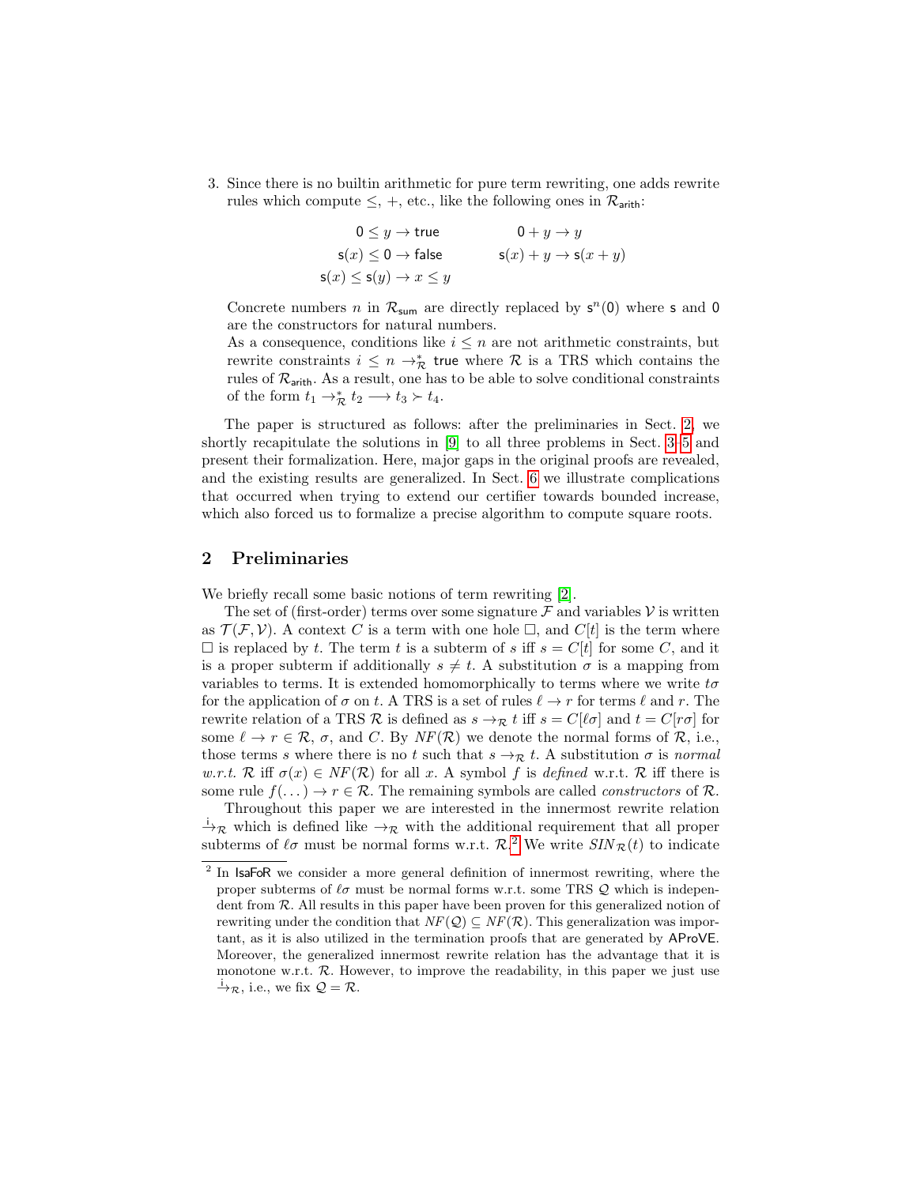3. Since there is no builtin arithmetic for pure term rewriting, one adds rewrite rules which compute $\leq$, $+$, etc., like the following ones in $\mathcal{R}_{\mathsf{arith}}$:

$$
\begin{aligned}
0 \leq y &\to \mathsf{true} & \qquad 0 + y &\to y \\
\mathsf{s}(x) \leq 0 &\to \mathsf{false} & \qquad \mathsf{s}(x) + y &\to \mathsf{s}(x + y) \\
\mathsf{s}(x) \leq \mathsf{s}(y) &\to x \leq y & &
\end{aligned}
$$

Concrete numbers $n$ in $\mathcal{R}_{\mathsf{sum}}$ are directly replaced by $\mathsf{s}^n(0)$ where $\mathsf{s}$ and $0$ are the constructors for natural numbers.
As a consequence, conditions like $i \leq n$ are not arithmetic constraints, but rewrite constraints $i \leq n \to^*_{\mathcal{R}} \mathsf{true}$ where $\mathcal{R}$ is a TRS which contains the rules of $\mathcal{R}_{\mathsf{arith}}$. As a result, one has to be able to solve conditional constraints of the form $t_1 \to^*_{\mathcal{R}} t_2 \longrightarrow t_3 \succ t_4$.

The paper is structured as follows: after the preliminaries in Sect. 2, we shortly recapitulate the solutions in [9] to all three problems in Sect. 3–5 and present their formalization. Here, major gaps in the original proofs are revealed, and the existing results are generalized. In Sect. 6 we illustrate complications that occurred when trying to extend our certifier towards bounded increase, which also forced us to formalize a precise algorithm to compute square roots.

## 2 Preliminaries

We briefly recall some basic notions of term rewriting [2].

The set of (first-order) terms over some signature $\mathcal{F}$ and variables $\mathcal{V}$ is written as $\mathcal{T}(\mathcal{F}, \mathcal{V})$. A context $C$ is a term with one hole $\Box$, and $C[t]$ is the term where $\Box$ is replaced by $t$. The term $t$ is a subterm of $s$ iff $s = C[t]$ for some $C$, and it is a proper subterm if additionally $s \neq t$. A substitution $\sigma$ is a mapping from variables to terms. It is extended homomorphically to terms where we write $t\sigma$ for the application of $\sigma$ on $t$. A TRS is a set of rules $\ell \to r$ for terms $\ell$ and $r$. The rewrite relation of a TRS $\mathcal{R}$ is defined as $s \to_{\mathcal{R}} t$ iff $s = C[\ell\sigma]$ and $t = C[r\sigma]$ for some $\ell \to r \in \mathcal{R}$, $\sigma$, and $C$. By $\mathit{NF}(\mathcal{R})$ we denote the normal forms of $\mathcal{R}$, i.e., those terms $s$ where there is no $t$ such that $s \to_{\mathcal{R}} t$. A substitution $\sigma$ is *normal w.r.t.* $\mathcal{R}$ iff $\sigma(x) \in \mathit{NF}(\mathcal{R})$ for all $x$. A symbol $f$ is *defined* w.r.t. $\mathcal{R}$ iff there is some rule $f(\dots) \to r \in \mathcal{R}$. The remaining symbols are called *constructors* of $\mathcal{R}$.

Throughout this paper we are interested in the innermost rewrite relation $\xrightarrow{\mathsf{i}}_{\mathcal{R}}$ which is defined like $\to_{\mathcal{R}}$ with the additional requirement that all proper subterms of $\ell\sigma$ must be normal forms w.r.t. $\mathcal{R}$.[2] We write $\mathit{SIN}_{\mathcal{R}}(t)$ to indicate

[2] In IsaFoR we consider a more general definition of innermost rewriting, where the proper subterms of $\ell\sigma$ must be normal forms w.r.t. some TRS $\mathcal{Q}$ which is independent from $\mathcal{R}$. All results in this paper have been proven for this generalized notion of rewriting under the condition that $\mathit{NF}(\mathcal{Q}) \subseteq \mathit{NF}(\mathcal{R})$. This generalization was important, as it is also utilized in the termination proofs that are generated by AProVE. Moreover, the generalized innermost rewrite relation has the advantage that it is monotone w.r.t. $\mathcal{R}$. However, to improve the readability, in this paper we just use $\xrightarrow{\mathsf{i}}_{\mathcal{R}}$, i.e., we fix $\mathcal{Q} = \mathcal{R}$.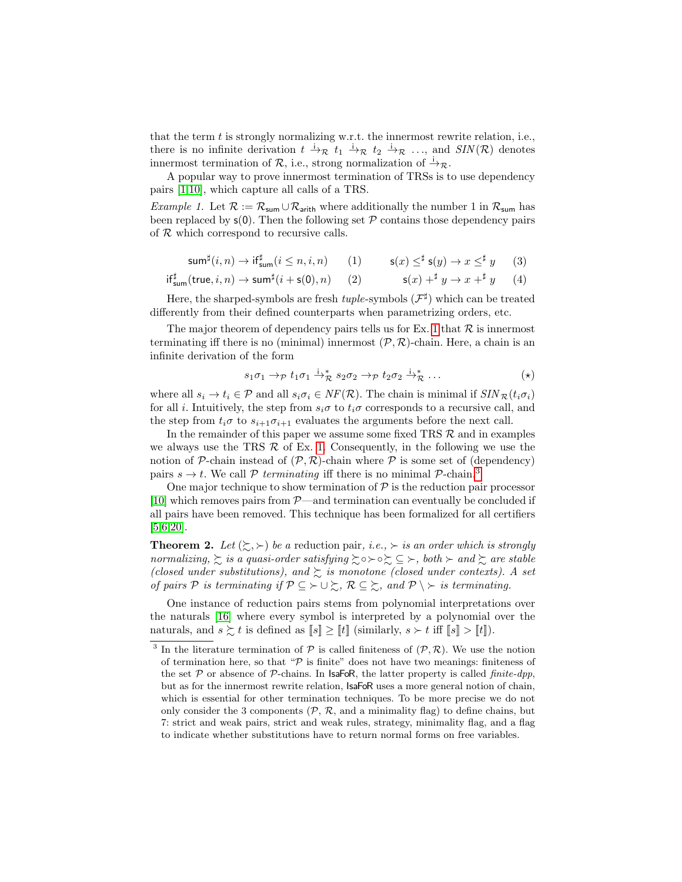that the term $t$ is strongly normalizing w.r.t. the innermost rewrite relation, i.e., there is no infinite derivation $t \xrightarrow{\mathrm{i}}_{\mathcal{R}} t_1 \xrightarrow{\mathrm{i}}_{\mathcal{R}} t_2 \xrightarrow{\mathrm{i}}_{\mathcal{R}} \ldots$, and $\mathit{SIN}(\mathcal{R})$ denotes innermost termination of $\mathcal{R}$, i.e., strong normalization of $\xrightarrow{\mathrm{i}}_{\mathcal{R}}$.

A popular way to prove innermost termination of TRSs is to use dependency pairs [1,10], which capture all calls of a TRS.

*Example 1.* Let $\mathcal{R} := \mathcal{R}_{\mathsf{sum}} \cup \mathcal{R}_{\mathsf{arith}}$ where additionally the number 1 in $\mathcal{R}_{\mathsf{sum}}$ has been replaced by $\mathsf{s}(\mathsf{0})$. Then the following set $\mathcal{P}$ contains those dependency pairs of $\mathcal{R}$ which correspond to recursive calls.

$$\mathsf{sum}^\sharp(i,n) \to \mathsf{if}^\sharp_{\mathsf{sum}}(i \leq n, i, n) \quad (1) \qquad \mathsf{s}(x) \leq^\sharp \mathsf{s}(y) \to x \leq^\sharp y \quad (3)$$

$$\mathsf{if}^\sharp_{\mathsf{sum}}(\mathsf{true}, i, n) \to \mathsf{sum}^\sharp(i + \mathsf{s}(\mathsf{0}), n) \quad (2) \qquad \mathsf{s}(x) +^\sharp y \to x +^\sharp y \quad (4)$$

Here, the sharped-symbols are fresh *tuple*-symbols ($\mathcal{F}^\sharp$) which can be treated differently from their defined counterparts when parametrizing orders, etc.

The major theorem of dependency pairs tells us for Ex. 1 that $\mathcal{R}$ is innermost terminating iff there is no (minimal) innermost $(\mathcal{P},\mathcal{R})$-chain. Here, a chain is an infinite derivation of the form

$$s_1\sigma_1 \to_{\mathcal{P}} t_1\sigma_1 \xrightarrow{\mathrm{i}}{}^*_{\mathcal{R}} s_2\sigma_2 \to_{\mathcal{P}} t_2\sigma_2 \xrightarrow{\mathrm{i}}{}^*_{\mathcal{R}} \ldots \qquad (\star)$$

where all $s_i \to t_i \in \mathcal{P}$ and all $s_i\sigma_i \in \mathit{NF}(\mathcal{R})$. The chain is minimal if $\mathit{SIN}_{\mathcal{R}}(t_i\sigma_i)$ for all $i$. Intuitively, the step from $s_i\sigma$ to $t_i\sigma$ corresponds to a recursive call, and the step from $t_i\sigma$ to $s_{i+1}\sigma_{i+1}$ evaluates the arguments before the next call.

In the remainder of this paper we assume some fixed TRS $\mathcal{R}$ and in examples we always use the TRS $\mathcal{R}$ of Ex. 1. Consequently, in the following we use the notion of $\mathcal{P}$-chain instead of $(\mathcal{P},\mathcal{R})$-chain where $\mathcal{P}$ is some set of (dependency) pairs $s \to t$. We call $\mathcal{P}$ *terminating* iff there is no minimal $\mathcal{P}$-chain.[3]

One major technique to show termination of $\mathcal{P}$ is the reduction pair processor [10] which removes pairs from $\mathcal{P}$—and termination can eventually be concluded if all pairs have been removed. This technique has been formalized for all certifiers [5,6,20].

**Theorem 2.** *Let $(\succsim, \succ)$ be a* reduction pair*, i.e., $\succ$ is an order which is strongly normalizing, $\succsim$ is a quasi-order satisfying $\succsim \circ \succ \circ \succsim \subseteq \succ$, both $\succ$ and $\succsim$ are stable (closed under substitutions), and $\succsim$ is monotone (closed under contexts). A set of pairs $\mathcal{P}$ is terminating if $\mathcal{P} \subseteq \succ \cup \succsim$, $\mathcal{R} \subseteq \succsim$, and $\mathcal{P} \setminus \succ$ is terminating.*

One instance of reduction pairs stems from polynomial interpretations over the naturals [16] where every symbol is interpreted by a polynomial over the naturals, and $s \succsim t$ is defined as $[\![s]\!] \geq [\![t]\!]$ (similarly, $s \succ t$ iff $[\![s]\!] > [\![t]\!]$).

[3] In the literature termination of $\mathcal{P}$ is called finiteness of $(\mathcal{P},\mathcal{R})$. We use the notion of termination here, so that "$\mathcal{P}$ is finite" does not have two meanings: finiteness of the set $\mathcal{P}$ or absence of $\mathcal{P}$-chains. In IsaFoR, the latter property is called *finite-dpp*, but as for the innermost rewrite relation, IsaFoR uses a more general notion of chain, which is essential for other termination techniques. To be more precise we do not only consider the 3 components ($\mathcal{P}$, $\mathcal{R}$, and a minimality flag) to define chains, but 7: strict and weak pairs, strict and weak rules, strategy, minimality flag, and a flag to indicate whether substitutions have to return normal forms on free variables.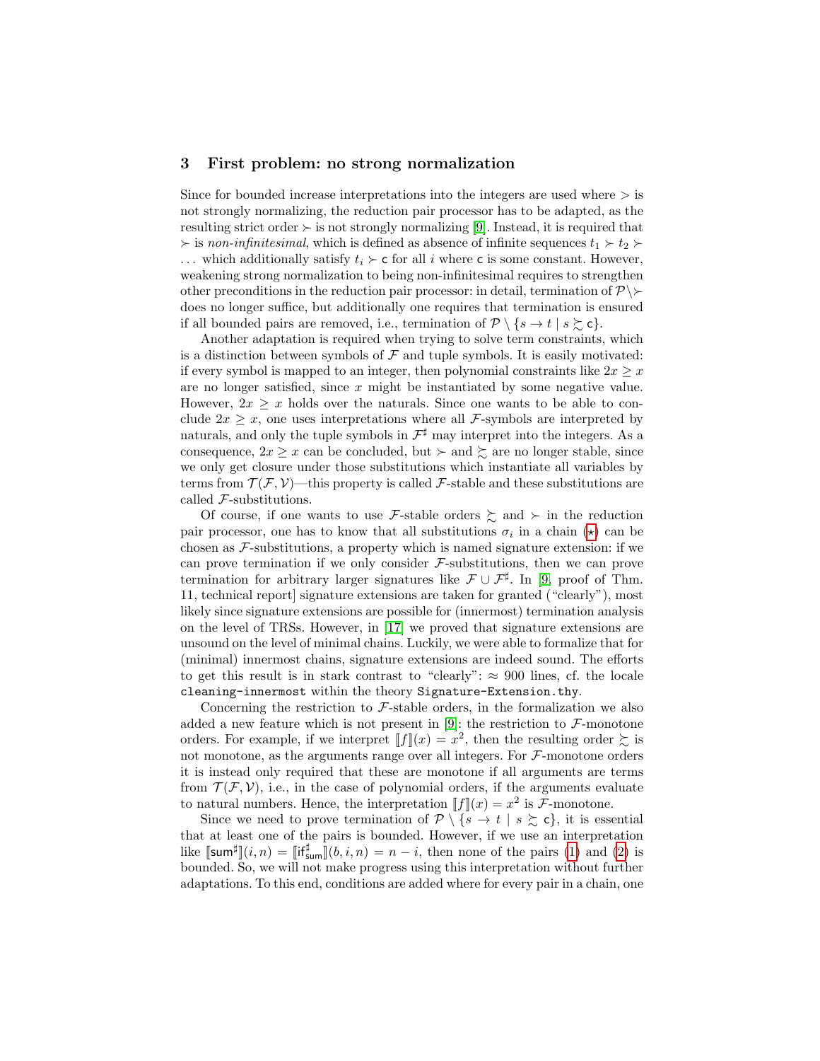## 3 First problem: no strong normalization

Since for bounded increase interpretations into the integers are used where $>$ is not strongly normalizing, the reduction pair processor has to be adapted, as the resulting strict order $\succ$ is not strongly normalizing [9]. Instead, it is required that $\succ$ is *non-infinitesimal*, which is defined as absence of infinite sequences $t_1 \succ t_2 \succ \dots$ which additionally satisfy $t_i \succ \mathsf{c}$ for all $i$ where $\mathsf{c}$ is some constant. However, weakening strong normalization to being non-infinitesimal requires to strengthen other preconditions in the reduction pair processor: in detail, termination of $\mathcal{P} \setminus \succ$ does no longer suffice, but additionally one requires that termination is ensured if all bounded pairs are removed, i.e., termination of $\mathcal{P} \setminus \{s \to t \mid s \succsim \mathsf{c}\}$.

Another adaptation is required when trying to solve term constraints, which is a distinction between symbols of $\mathcal{F}$ and tuple symbols. It is easily motivated: if every symbol is mapped to an integer, then polynomial constraints like $2x \geq x$ are no longer satisfied, since $x$ might be instantiated by some negative value. However, $2x \geq x$ holds over the naturals. Since one wants to be able to conclude $2x \geq x$, one uses interpretations where all $\mathcal{F}$-symbols are interpreted by naturals, and only the tuple symbols in $\mathcal{F}^\sharp$ may interpret into the integers. As a consequence, $2x \geq x$ can be concluded, but $\succ$ and $\succsim$ are no longer stable, since we only get closure under those substitutions which instantiate all variables by terms from $\mathcal{T}(\mathcal{F}, \mathcal{V})$—this property is called $\mathcal{F}$-stable and these substitutions are called $\mathcal{F}$-substitutions.

Of course, if one wants to use $\mathcal{F}$-stable orders $\succsim$ and $\succ$ in the reduction pair processor, one has to know that all substitutions $\sigma_i$ in a chain ($\star$) can be chosen as $\mathcal{F}$-substitutions, a property which is named signature extension: if we can prove termination if we only consider $\mathcal{F}$-substitutions, then we can prove termination for arbitrary larger signatures like $\mathcal{F} \cup \mathcal{F}^\sharp$. In [9, proof of Thm. 11, technical report] signature extensions are taken for granted ("clearly"), most likely since signature extensions are possible for (innermost) termination analysis on the level of TRSs. However, in [17] we proved that signature extensions are unsound on the level of minimal chains. Luckily, we were able to formalize that for (minimal) innermost chains, signature extensions are indeed sound. The efforts to get this result is in stark contrast to "clearly": $\approx$ 900 lines, cf. the locale `cleaning-innermost` within the theory `Signature-Extension.thy`.

Concerning the restriction to $\mathcal{F}$-stable orders, in the formalization we also added a new feature which is not present in [9]: the restriction to $\mathcal{F}$-monotone orders. For example, if we interpret $[\![f]\!](x) = x^2$, then the resulting order $\succsim$ is not monotone, as the arguments range over all integers. For $\mathcal{F}$-monotone orders it is instead only required that these are monotone if all arguments are terms from $\mathcal{T}(\mathcal{F}, \mathcal{V})$, i.e., in the case of polynomial orders, if the arguments evaluate to natural numbers. Hence, the interpretation $[\![f]\!](x) = x^2$ is $\mathcal{F}$-monotone.

Since we need to prove termination of $\mathcal{P} \setminus \{s \to t \mid s \succsim \mathsf{c}\}$, it is essential that at least one of the pairs is bounded. However, if we use an interpretation like $[\![\mathsf{sum}^\sharp]\!](i, n) = [\![\mathsf{if}^\sharp_{\mathsf{sum}}]\!](b, i, n) = n - i$, then none of the pairs (1) and (2) is bounded. So, we will not make progress using this interpretation without further adaptations. To this end, conditions are added where for every pair in a chain, one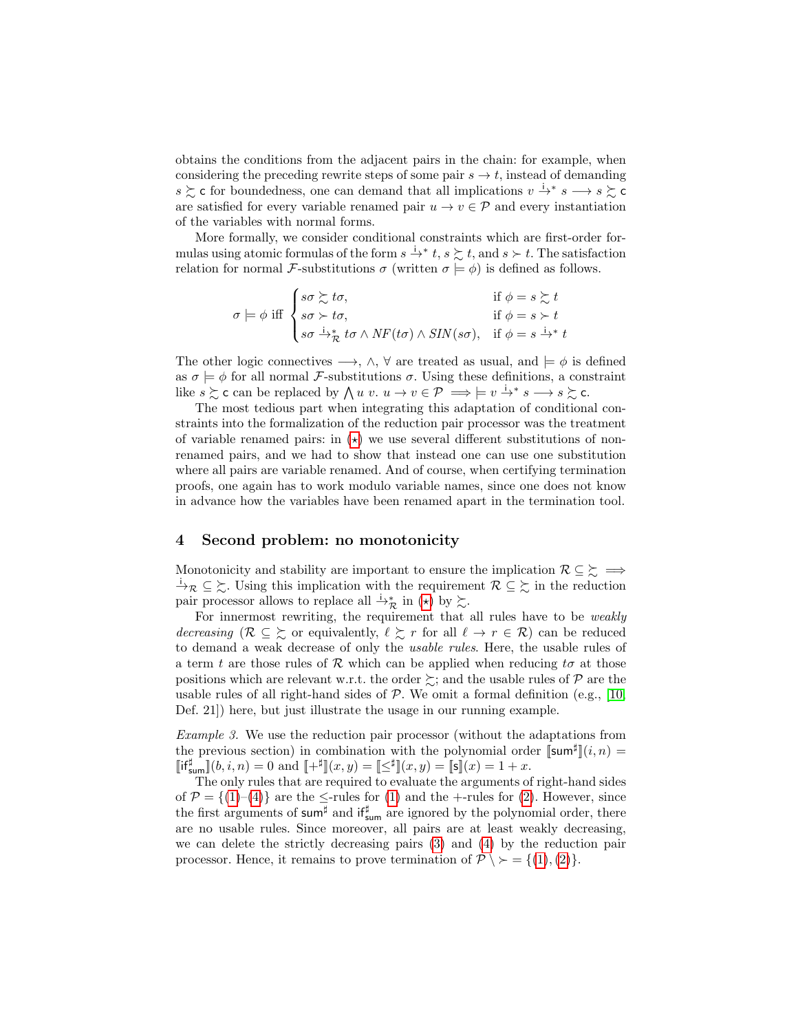obtains the conditions from the adjacent pairs in the chain: for example, when considering the preceding rewrite steps of some pair $s \to t$, instead of demanding $s \succsim \mathsf{c}$ for boundedness, one can demand that all implications $v \xrightarrow{\mathrm{i}}{}^{*} s \longrightarrow s \succsim \mathsf{c}$ are satisfied for every variable renamed pair $u \to v \in \mathcal{P}$ and every instantiation of the variables with normal forms.

More formally, we consider conditional constraints which are first-order formulas using atomic formulas of the form $s \xrightarrow{\mathrm{i}}{}^{*} t$, $s \succsim t$, and $s \succ t$. The satisfaction relation for normal $\mathcal{F}$-substitutions $\sigma$ (written $\sigma \models \phi$) is defined as follows.

$$\sigma \models \phi \text{ iff } \begin{cases} s\sigma \succsim t\sigma, & \text{if } \phi = s \succsim t \\ s\sigma \succ t\sigma, & \text{if } \phi = s \succ t \\ s\sigma \xrightarrow{\mathrm{i}}{}^{*}_{\mathcal{R}} t\sigma \wedge NF(t\sigma) \wedge SIN(s\sigma), & \text{if } \phi = s \xrightarrow{\mathrm{i}}{}^{*} t \end{cases}$$

The other logic connectives $\longrightarrow$, $\wedge$, $\forall$ are treated as usual, and $\models \phi$ is defined as $\sigma \models \phi$ for all normal $\mathcal{F}$-substitutions $\sigma$. Using these definitions, a constraint like $s \succsim \mathsf{c}$ can be replaced by $\bigwedge u\ v.\ u \to v \in \mathcal{P} \implies \models v \xrightarrow{\mathrm{i}}{}^{*} s \longrightarrow s \succsim \mathsf{c}$.

The most tedious part when integrating this adaptation of conditional constraints into the formalization of the reduction pair processor was the treatment of variable renamed pairs: in ($\star$) we use several different substitutions of non-renamed pairs, and we had to show that instead one can use one substitution where all pairs are variable renamed. And of course, when certifying termination proofs, one again has to work modulo variable names, since one does not know in advance how the variables have been renamed apart in the termination tool.

## 4 Second problem: no monotonicity

Monotonicity and stability are important to ensure the implication $\mathcal{R} \subseteq \succsim \implies \xrightarrow{\mathrm{i}}_{\mathcal{R}} \subseteq \succsim$. Using this implication with the requirement $\mathcal{R} \subseteq \succsim$ in the reduction pair processor allows to replace all $\xrightarrow{\mathrm{i}}{}^{*}_{\mathcal{R}}$ in ($\star$) by $\succsim$.

For innermost rewriting, the requirement that all rules have to be *weakly decreasing* ($\mathcal{R} \subseteq \succsim$ or equivalently, $\ell \succsim r$ for all $\ell \to r \in \mathcal{R}$) can be reduced to demand a weak decrease of only the *usable rules*. Here, the usable rules of a term $t$ are those rules of $\mathcal{R}$ which can be applied when reducing $t\sigma$ at those positions which are relevant w.r.t. the order $\succsim$; and the usable rules of $\mathcal{P}$ are the usable rules of all right-hand sides of $\mathcal{P}$. We omit a formal definition (e.g., [10, Def. 21]) here, but just illustrate the usage in our running example.

*Example 3.* We use the reduction pair processor (without the adaptations from the previous section) in combination with the polynomial order $[\![\mathsf{sum}^\sharp]\!](i,n) = [\![\mathsf{if}^\sharp_{\mathsf{sum}}]\!](b,i,n) = 0$ and $[\![+^\sharp]\!](x,y) = [\![\leq^\sharp]\!](x,y) = [\![\mathsf{s}]\!](x) = 1 + x$.

The only rules that are required to evaluate the arguments of right-hand sides of $\mathcal{P} = \{(1)\text{–}(4)\}$ are the $\leq$-rules for (1) and the $+$-rules for (2). However, since the first arguments of $\mathsf{sum}^\sharp$ and $\mathsf{if}^\sharp_{\mathsf{sum}}$ are ignored by the polynomial order, there are no usable rules. Since moreover, all pairs are at least weakly decreasing, we can delete the strictly decreasing pairs (3) and (4) by the reduction pair processor. Hence, it remains to prove termination of $\mathcal{P} \setminus \succ = \{(1), (2)\}$.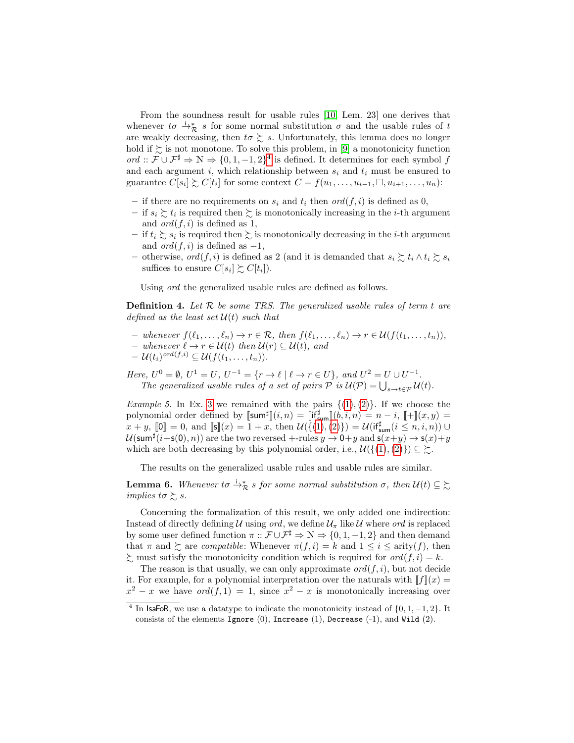From the soundness result for usable rules [10, Lem. 23] one derives that whenever $t\sigma \xrightarrow{\text{i}}^*_{\mathcal{R}} s$ for some normal substitution $\sigma$ and the usable rules of $t$ are weakly decreasing, then $t\sigma \succsim s$. Unfortunately, this lemma does no longer hold if $\succsim$ is not monotone. To solve this problem, in [9] a monotonicity function $ord :: \mathcal{F} \cup \mathcal{F}^\sharp \Rightarrow \mathbb{N} \Rightarrow \{0, 1, -1, 2\}$[4] is defined. It determines for each symbol $f$ and each argument $i$, which relationship between $s_i$ and $t_i$ must be ensured to guarantee $C[s_i] \succsim C[t_i]$ for some context $C = f(u_1, \ldots, u_{i-1}, \Box, u_{i+1}, \ldots, u_n)$:

- if there are no requirements on $s_i$ and $t_i$ then $ord(f, i)$ is defined as 0,
- if $s_i \succsim t_i$ is required then $\succsim$ is monotonically increasing in the $i$-th argument and $ord(f, i)$ is defined as 1,
- if $t_i \succsim s_i$ is required then $\succsim$ is monotonically decreasing in the $i$-th argument and $ord(f, i)$ is defined as $-1$,
- otherwise, $ord(f, i)$ is defined as 2 (and it is demanded that $s_i \succsim t_i \wedge t_i \succsim s_i$ suffices to ensure $C[s_i] \succsim C[t_i]$).

Using $ord$ the generalized usable rules are defined as follows.

**Definition 4.** *Let $\mathcal{R}$ be some TRS. The generalized usable rules of term $t$ are defined as the least set $\mathcal{U}(t)$ such that*

- *whenever $f(\ell_1, \ldots, \ell_n) \to r \in \mathcal{R}$, then $f(\ell_1, \ldots, \ell_n) \to r \in \mathcal{U}(f(t_1, \ldots, t_n))$,*
- *whenever $\ell \to r \in \mathcal{U}(t)$ then $\mathcal{U}(r) \subseteq \mathcal{U}(t)$, and*
- *$\mathcal{U}(t_i)^{ord(f,i)} \subseteq \mathcal{U}(f(t_1, \ldots, t_n))$.*

*Here, $U^0 = \emptyset$, $U^1 = U$, $U^{-1} = \{r \to \ell \mid \ell \to r \in U\}$, and $U^2 = U \cup U^{-1}$.*
*The generalized usable rules of a set of pairs $\mathcal{P}$ is $\mathcal{U}(\mathcal{P}) = \bigcup_{s \to t \in \mathcal{P}} \mathcal{U}(t)$.*

*Example 5.* In Ex. 3 we remained with the pairs $\{(1), (2)\}$. If we choose the polynomial order defined by $[\![\mathsf{sum}^\sharp]\!](i, n) = [\![\mathsf{if}^\sharp_{\mathsf{sum}}]\!](b, i, n) = n - i$, $[\![+]\!](x, y) = x + y$, $[\![\mathsf{0}]\!] = 0$, and $[\![\mathsf{s}]\!](x) = 1 + x$, then $\mathcal{U}(\{(1), (2)\}) = \mathcal{U}(\mathsf{if}^\sharp_{\mathsf{sum}}(i \leq n, i, n)) \cup \mathcal{U}(\mathsf{sum}^\sharp(i + \mathsf{s}(\mathsf{0}), n))$ are the two reversed $+$-rules $y \to \mathsf{0} + y$ and $\mathsf{s}(x + y) \to \mathsf{s}(x) + y$ which are both decreasing by this polynomial order, i.e., $\mathcal{U}(\{(1), (2)\}) \subseteq \succsim$.

The results on the generalized usable rules and usable rules are similar.

**Lemma 6.** *Whenever $t\sigma \xrightarrow{\text{i}}^*_{\mathcal{R}} s$ for some normal substitution $\sigma$, then $\mathcal{U}(t) \subseteq \succsim$ implies $t\sigma \succsim s$.*

Concerning the formalization of this result, we only added one indirection: Instead of directly defining $\mathcal{U}$ using $ord$, we define $\mathcal{U}_\pi$ like $\mathcal{U}$ where $ord$ is replaced by some user defined function $\pi :: \mathcal{F} \cup \mathcal{F}^\sharp \Rightarrow \mathbb{N} \Rightarrow \{0, 1, -1, 2\}$ and then demand that $\pi$ and $\succsim$ are *compatible*: Whenever $\pi(f, i) = k$ and $1 \leq i \leq \text{arity}(f)$, then $\succsim$ must satisfy the monotonicity condition which is required for $ord(f, i) = k$.

The reason is that usually, we can only approximate $ord(f, i)$, but not decide it. For example, for a polynomial interpretation over the naturals with $[\![f]\!](x) = x^2 - x$ we have $ord(f, 1) = 1$, since $x^2 - x$ is monotonically increasing over

---

[4] In IsaFoR, we use a datatype to indicate the monotonicity instead of $\{0, 1, -1, 2\}$. It consists of the elements `Ignore` (0), `Increase` (1), `Decrease` (-1), and `Wild` (2).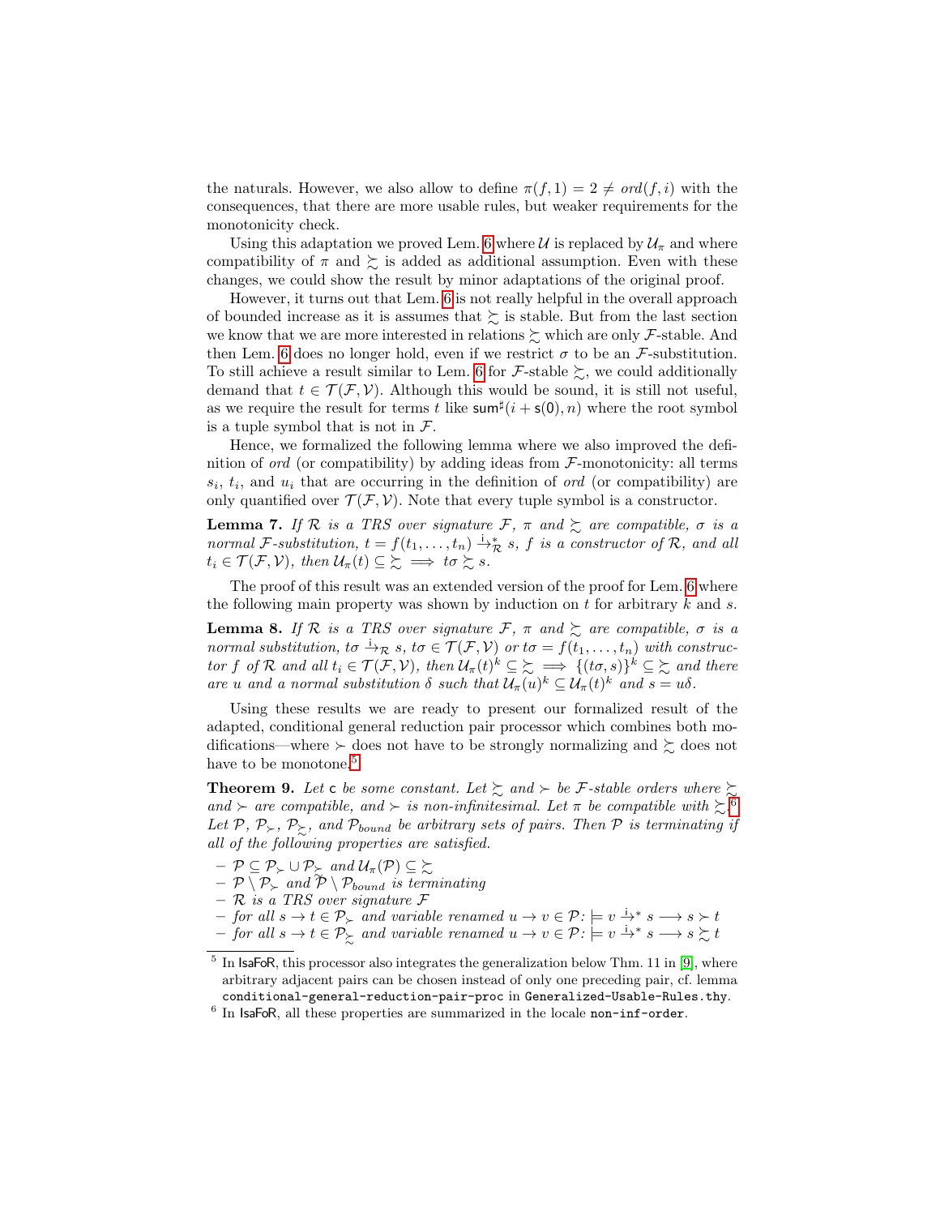the naturals. However, we also allow to define $\pi(f, 1) = 2 \neq \mathit{ord}(f, i)$ with the consequences, that there are more usable rules, but weaker requirements for the monotonicity check.

Using this adaptation we proved Lem. 6 where $\mathcal{U}$ is replaced by $\mathcal{U}_\pi$ and where compatibility of $\pi$ and $\succsim$ is added as additional assumption. Even with these changes, we could show the result by minor adaptations of the original proof.

However, it turns out that Lem. 6 is not really helpful in the overall approach of bounded increase as it is assumes that $\succsim$ is stable. But from the last section we know that we are more interested in relations $\succsim$ which are only $\mathcal{F}$-stable. And then Lem. 6 does no longer hold, even if we restrict $\sigma$ to be an $\mathcal{F}$-substitution. To still achieve a result similar to Lem. 6 for $\mathcal{F}$-stable $\succsim$, we could additionally demand that $t \in \mathcal{T}(\mathcal{F}, \mathcal{V})$. Although this would be sound, it is still not useful, as we require the result for terms $t$ like $\mathsf{sum}^\sharp(i + \mathsf{s}(0), n)$ where the root symbol is a tuple symbol that is not in $\mathcal{F}$.

Hence, we formalized the following lemma where we also improved the definition of *ord* (or compatibility) by adding ideas from $\mathcal{F}$-monotonicity: all terms $s_i$, $t_i$, and $u_i$ that are occurring in the definition of *ord* (or compatibility) are only quantified over $\mathcal{T}(\mathcal{F}, \mathcal{V})$. Note that every tuple symbol is a constructor.

**Lemma 7.** *If $\mathcal{R}$ is a TRS over signature $\mathcal{F}$, $\pi$ and $\succsim$ are compatible, $\sigma$ is a normal $\mathcal{F}$-substitution, $t = f(t_1, \ldots, t_n) \xrightarrow{\mathrm{i}}{}^*_{\mathcal{R}} s$, $f$ is a constructor of $\mathcal{R}$, and all $t_i \in \mathcal{T}(\mathcal{F}, \mathcal{V})$, then $\mathcal{U}_\pi(t) \subseteq \succsim \implies t\sigma \succsim s$.*

The proof of this result was an extended version of the proof for Lem. 6 where the following main property was shown by induction on $t$ for arbitrary $k$ and $s$.

**Lemma 8.** *If $\mathcal{R}$ is a TRS over signature $\mathcal{F}$, $\pi$ and $\succsim$ are compatible, $\sigma$ is a normal substitution, $t\sigma \xrightarrow{\mathrm{i}}_{\mathcal{R}} s$, $t\sigma \in \mathcal{T}(\mathcal{F}, \mathcal{V})$ or $t\sigma = f(t_1, \ldots, t_n)$ with constructor $f$ of $\mathcal{R}$ and all $t_i \in \mathcal{T}(\mathcal{F}, \mathcal{V})$, then $\mathcal{U}_\pi(t)^k \subseteq \succsim \implies \{(t\sigma, s)\}^k \subseteq \succsim$ and there are $u$ and a normal substitution $\delta$ such that $\mathcal{U}_\pi(u)^k \subseteq \mathcal{U}_\pi(t)^k$ and $s = u\delta$.*

Using these results we are ready to present our formalized result of the adapted, conditional general reduction pair processor which combines both modifications—where $\succ$ does not have to be strongly normalizing and $\succsim$ does not have to be monotone.[5]

**Theorem 9.** *Let $\mathsf{c}$ be some constant. Let $\succsim$ and $\succ$ be $\mathcal{F}$-stable orders where $\succsim$ and $\succ$ are compatible, and $\succ$ is non-infinitesimal. Let $\pi$ be compatible with $\succsim$.[6] Let $\mathcal{P}$, $\mathcal{P}_\succ$, $\mathcal{P}_\succsim$, and $\mathcal{P}_{bound}$ be arbitrary sets of pairs. Then $\mathcal{P}$ is terminating if all of the following properties are satisfied.*

- *$\mathcal{P} \subseteq \mathcal{P}_\succ \cup \mathcal{P}_\succsim$ and $\mathcal{U}_\pi(\mathcal{P}) \subseteq \succsim$*
- *$\mathcal{P} \setminus \mathcal{P}_\succ$ and $\mathcal{P} \setminus \mathcal{P}_{bound}$ is terminating*
- *$\mathcal{R}$ is a TRS over signature $\mathcal{F}$*
- *for all $s \to t \in \mathcal{P}_\succ$ and variable renamed $u \to v \in \mathcal{P}$: $\models v \xrightarrow{\mathrm{i}}{}^* s \longrightarrow s \succ t$*
- *for all $s \to t \in \mathcal{P}_\succsim$ and variable renamed $u \to v \in \mathcal{P}$: $\models v \xrightarrow{\mathrm{i}}{}^* s \longrightarrow s \succsim t$*

[5] In IsaFoR, this processor also integrates the generalization below Thm. 11 in [9], where arbitrary adjacent pairs can be chosen instead of only one preceding pair, cf. lemma `conditional-general-reduction-pair-proc` in `Generalized-Usable-Rules.thy`.

[6] In IsaFoR, all these properties are summarized in the locale `non-inf-order`.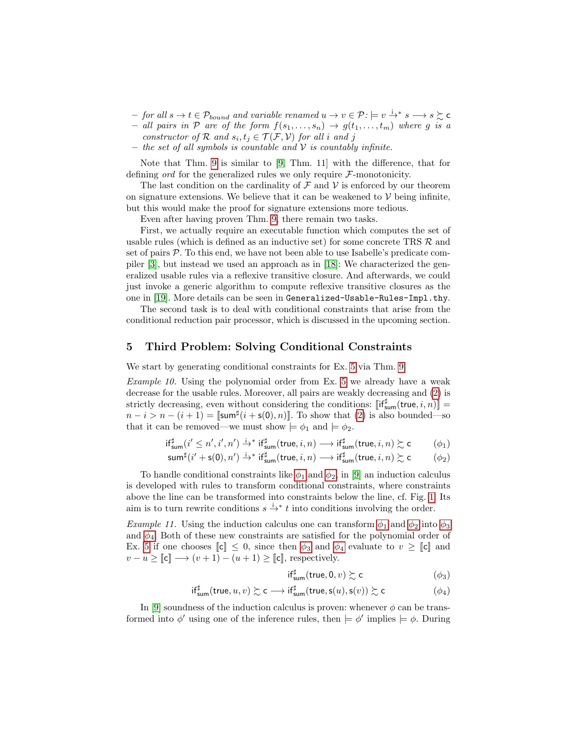– *for all* $s \to t \in \mathcal{P}_{bound}$ *and variable renamed* $u \to v \in \mathcal{P}$: $\models v \xrightarrow{\mathsf{i}}{}^{*} s \longrightarrow s \succsim \mathsf{c}$
– *all pairs in* $\mathcal{P}$ *are of the form* $f(s_1, \ldots, s_n) \to g(t_1, \ldots, t_m)$ *where* $g$ *is a constructor of* $\mathcal{R}$ *and* $s_i, t_j \in \mathcal{T}(\mathcal{F}, \mathcal{V})$ *for all* $i$ *and* $j$
– *the set of all symbols is countable and* $\mathcal{V}$ *is countably infinite.*

Note that Thm. 9 is similar to [9, Thm. 11] with the difference, that for defining *ord* for the generalized rules we only require $\mathcal{F}$-monotonicity.

The last condition on the cardinality of $\mathcal{F}$ and $\mathcal{V}$ is enforced by our theorem on signature extensions. We believe that it can be weakened to $\mathcal{V}$ being infinite, but this would make the proof for signature extensions more tedious.

Even after having proven Thm. 9, there remain two tasks.

First, we actually require an executable function which computes the set of usable rules (which is defined as an inductive set) for some concrete TRS $\mathcal{R}$ and set of pairs $\mathcal{P}$. To this end, we have not been able to use Isabelle's predicate compiler [3], but instead we used an approach as in [18]: We characterized the generalized usable rules via a reflexive transitive closure. And afterwards, we could just invoke a generic algorithm to compute reflexive transitive closures as the one in [19]. More details can be seen in `Generalized-Usable-Rules-Impl.thy`.

The second task is to deal with conditional constraints that arise from the conditional reduction pair processor, which is discussed in the upcoming section.

## 5 Third Problem: Solving Conditional Constraints

We start by generating conditional constraints for Ex. 5 via Thm. 9.

*Example 10.* Using the polynomial order from Ex. 5 we already have a weak decrease for the usable rules. Moreover, all pairs are weakly decreasing and (2) is strictly decreasing, even without considering the conditions: $[\![\mathsf{if}^\sharp_{\mathsf{sum}}(\mathsf{true}, i, n)]\!] = n - i > n - (i + 1) = [\![\mathsf{sum}^\sharp(i + \mathsf{s}(0), n)]\!]$. To show that (2) is also bounded—so that it can be removed—we must show $\models \phi_1$ and $\models \phi_2$.

$$\mathsf{if}^\sharp_{\mathsf{sum}}(i' \le n', i', n') \xrightarrow{\mathsf{i}}{}^{*} \mathsf{if}^\sharp_{\mathsf{sum}}(\mathsf{true}, i, n) \longrightarrow \mathsf{if}^\sharp_{\mathsf{sum}}(\mathsf{true}, i, n) \succsim \mathsf{c} \qquad (\phi_1)$$

$$\mathsf{sum}^\sharp(i' + \mathsf{s}(0), n') \xrightarrow{\mathsf{i}}{}^{*} \mathsf{if}^\sharp_{\mathsf{sum}}(\mathsf{true}, i, n) \longrightarrow \mathsf{if}^\sharp_{\mathsf{sum}}(\mathsf{true}, i, n) \succsim \mathsf{c} \qquad (\phi_2)$$

To handle conditional constraints like $\phi_1$ and $\phi_2$, in [9] an induction calculus is developed with rules to transform conditional constraints, where constraints above the line can be transformed into constraints below the line, cf. Fig. 1. Its aim is to turn rewrite conditions $s \xrightarrow{\mathsf{i}}{}^{*} t$ into conditions involving the order.

*Example 11.* Using the induction calculus one can transform $\phi_1$ and $\phi_2$ into $\phi_3$ and $\phi_4$. Both of these new constraints are satisfied for the polynomial order of Ex. 5 if one chooses $[\![\mathsf{c}]\!] \le 0$, since then $\phi_3$ and $\phi_4$ evaluate to $v \ge [\![\mathsf{c}]\!]$ and $v - u \ge [\![\mathsf{c}]\!] \longrightarrow (v + 1) - (u + 1) \ge [\![\mathsf{c}]\!]$, respectively.

$$\mathsf{if}^\sharp_{\mathsf{sum}}(\mathsf{true}, 0, v) \succsim \mathsf{c} \qquad (\phi_3)$$

$$\mathsf{if}^\sharp_{\mathsf{sum}}(\mathsf{true}, u, v) \succsim \mathsf{c} \longrightarrow \mathsf{if}^\sharp_{\mathsf{sum}}(\mathsf{true}, \mathsf{s}(u), \mathsf{s}(v)) \succsim \mathsf{c} \qquad (\phi_4)$$

In [9] soundness of the induction calculus is proven: whenever $\phi$ can be transformed into $\phi'$ using one of the inference rules, then $\models \phi'$ implies $\models \phi$. During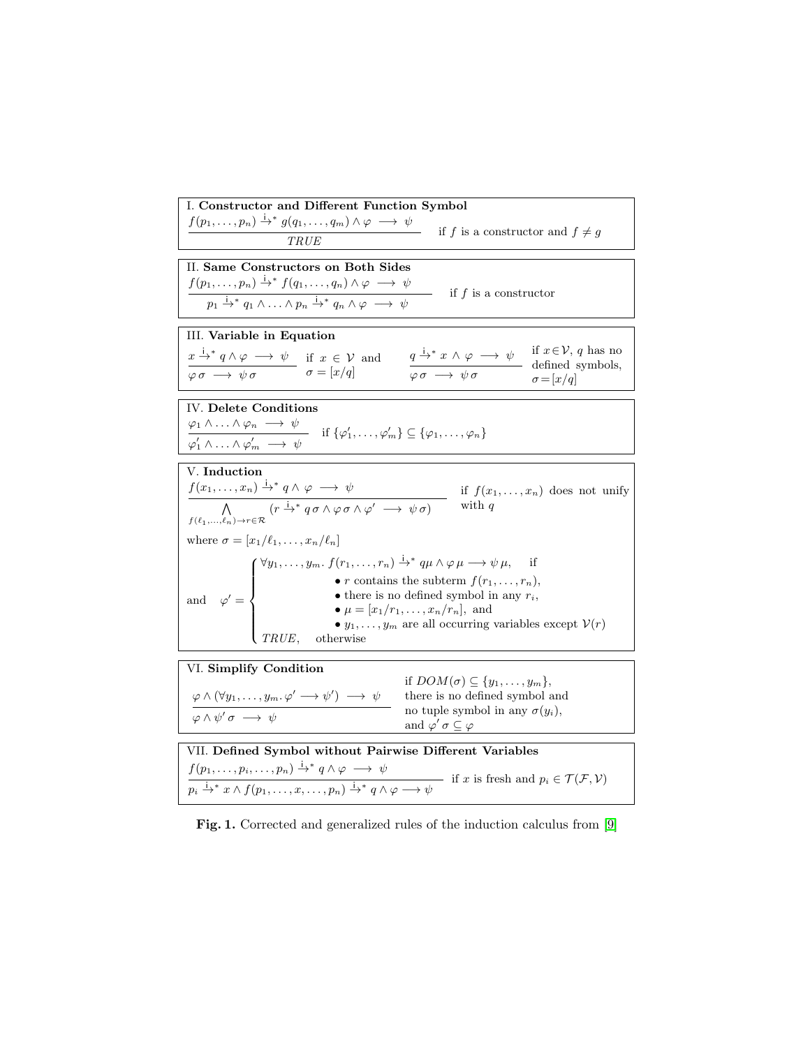I. **Constructor and Different Function Symbol**

$$\frac{f(p_1,\ldots,p_n) \xrightarrow{\text{i}}{}^{*}\, g(q_1,\ldots,q_m) \wedge \varphi \;\longrightarrow\; \psi}{\mathit{TRUE}} \qquad \text{if } f \text{ is a constructor and } f \neq g$$

II. **Same Constructors on Both Sides**

$$\frac{f(p_1,\ldots,p_n) \xrightarrow{\text{i}}{}^{*}\, f(q_1,\ldots,q_n) \wedge \varphi \;\longrightarrow\; \psi}{p_1 \xrightarrow{\text{i}}{}^{*}\, q_1 \wedge \ldots \wedge p_n \xrightarrow{\text{i}}{}^{*}\, q_n \wedge \varphi \;\longrightarrow\; \psi} \qquad \text{if } f \text{ is a constructor}$$

III. **Variable in Equation**

$$\frac{x \xrightarrow{\text{i}}{}^{*}\, q \wedge \varphi \;\longrightarrow\; \psi}{\varphi\,\sigma \;\longrightarrow\; \psi\,\sigma} \quad \text{if } x \in \mathcal{V} \text{ and } \sigma = [x/q] \qquad\qquad \frac{q \xrightarrow{\text{i}}{}^{*}\, x \wedge \varphi \;\longrightarrow\; \psi}{\varphi\,\sigma \;\longrightarrow\; \psi\,\sigma} \quad \text{if } x \in \mathcal{V},\ q \text{ has no defined symbols, } \sigma = [x/q]$$

IV. **Delete Conditions**

$$\frac{\varphi_1 \wedge \ldots \wedge \varphi_n \;\longrightarrow\; \psi}{\varphi'_1 \wedge \ldots \wedge \varphi'_m \;\longrightarrow\; \psi} \qquad \text{if } \{\varphi'_1,\ldots,\varphi'_m\} \subseteq \{\varphi_1,\ldots,\varphi_n\}$$

V. **Induction**

$$\frac{f(x_1,\ldots,x_n) \xrightarrow{\text{i}}{}^{*}\, q \wedge \varphi \;\longrightarrow\; \psi}{\bigwedge_{f(\ell_1,\ldots,\ell_n)\to r \in \mathcal{R}} (r \xrightarrow{\text{i}}{}^{*}\, q\,\sigma \wedge \varphi\,\sigma \wedge \varphi' \;\longrightarrow\; \psi\,\sigma)} \qquad \text{if } f(x_1,\ldots,x_n) \text{ does not unify with } q$$

where $\sigma = [x_1/\ell_1,\ldots,x_n/\ell_n]$

and
$$\varphi' = \begin{cases} \forall y_1,\ldots,y_m.\ f(r_1,\ldots,r_n) \xrightarrow{\text{i}}{}^{*}\, q\mu \wedge \varphi\,\mu \longrightarrow \psi\,\mu, \quad \text{if} \\ \qquad \bullet\ r \text{ contains the subterm } f(r_1,\ldots,r_n), \\ \qquad \bullet \text{ there is no defined symbol in any } r_i, \\ \qquad \bullet\ \mu = [x_1/r_1,\ldots,x_n/r_n], \text{ and} \\ \qquad \bullet\ y_1,\ldots,y_m \text{ are all occurring variables except } \mathcal{V}(r) \\ \mathit{TRUE}, \quad \text{otherwise} \end{cases}$$

VI. **Simplify Condition**

$$\frac{\varphi \wedge (\forall y_1,\ldots,y_m.\, \varphi' \longrightarrow \psi') \;\longrightarrow\; \psi}{\varphi \wedge \psi'\,\sigma \;\longrightarrow\; \psi}$$

if $DOM(\sigma) \subseteq \{y_1,\ldots,y_m\}$, there is no defined symbol and no tuple symbol in any $\sigma(y_i)$, and $\varphi'\,\sigma \subseteq \varphi$

VII. **Defined Symbol without Pairwise Different Variables**

$$\frac{f(p_1,\ldots,p_i,\ldots,p_n) \xrightarrow{\text{i}}{}^{*}\, q \wedge \varphi \;\longrightarrow\; \psi}{p_i \xrightarrow{\text{i}}{}^{*}\, x \wedge f(p_1,\ldots,x,\ldots,p_n) \xrightarrow{\text{i}}{}^{*}\, q \wedge \varphi \longrightarrow \psi} \qquad \text{if } x \text{ is fresh and } p_i \in \mathcal{T}(\mathcal{F},\mathcal{V})$$

**Fig. 1.** Corrected and generalized rules of the induction calculus from [9]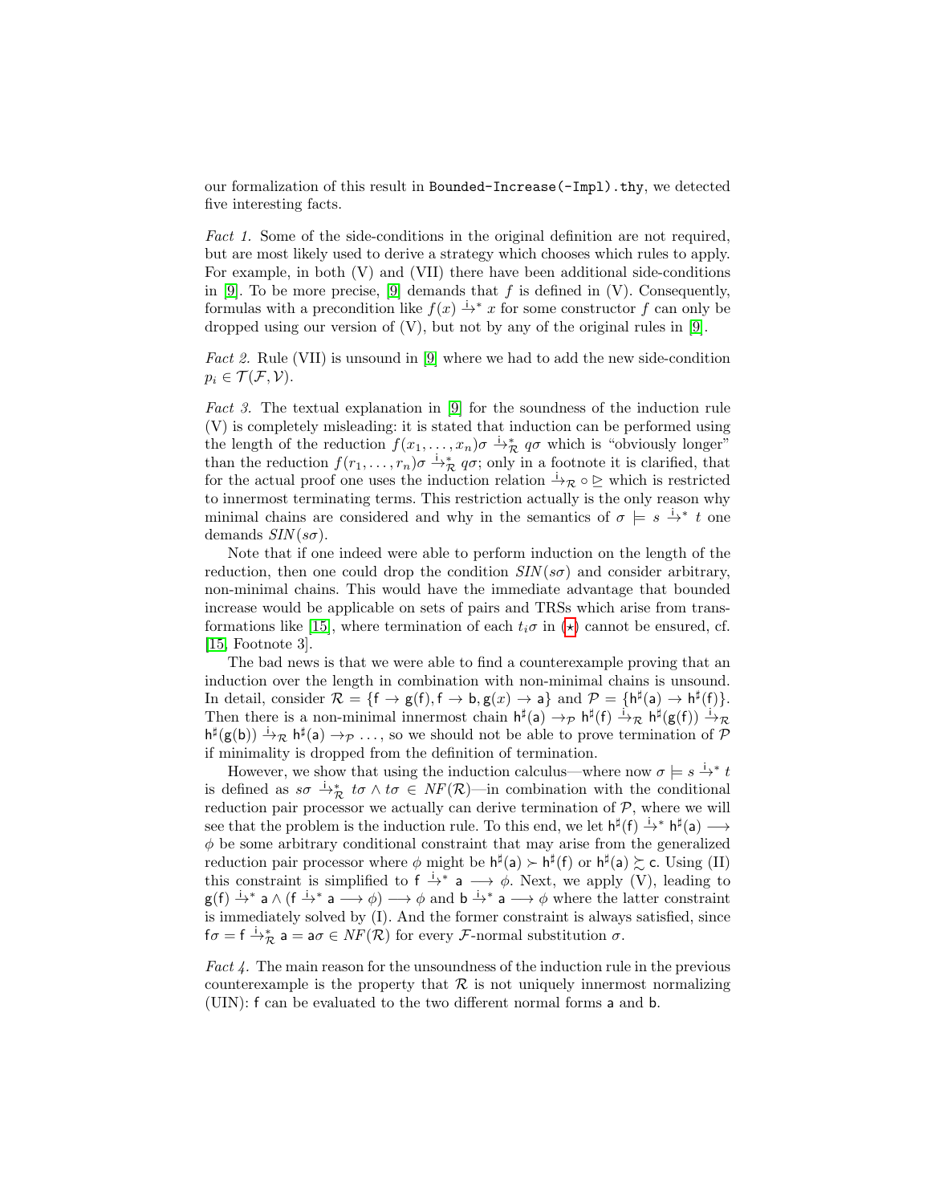our formalization of this result in `Bounded-Increase(-Impl).thy`, we detected five interesting facts.

*Fact 1.* Some of the side-conditions in the original definition are not required, but are most likely used to derive a strategy which chooses which rules to apply. For example, in both (V) and (VII) there have been additional side-conditions in [9]. To be more precise, [9] demands that $f$ is defined in (V). Consequently, formulas with a precondition like $f(x) \xrightarrow{\mathsf{i}}{}^{*} x$ for some constructor $f$ can only be dropped using our version of (V), but not by any of the original rules in [9].

*Fact 2.* Rule (VII) is unsound in [9] where we had to add the new side-condition $p_i \in \mathcal{T}(\mathcal{F}, \mathcal{V})$.

*Fact 3.* The textual explanation in [9] for the soundness of the induction rule (V) is completely misleading: it is stated that induction can be performed using the length of the reduction $f(x_1, \ldots, x_n)\sigma \xrightarrow{\mathsf{i}}{}^{*}_{\mathcal{R}} q\sigma$ which is "obviously longer" than the reduction $f(r_1, \ldots, r_n)\sigma \xrightarrow{\mathsf{i}}{}^{*}_{\mathcal{R}} q\sigma$; only in a footnote it is clarified, that for the actual proof one uses the induction relation $\xrightarrow{\mathsf{i}}_{\mathcal{R}} \circ \trianglerighteq$ which is restricted to innermost terminating terms. This restriction actually is the only reason why minimal chains are considered and why in the semantics of $\sigma \models s \xrightarrow{\mathsf{i}}{}^{*} t$ one demands $SIN(s\sigma)$.

Note that if one indeed were able to perform induction on the length of the reduction, then one could drop the condition $SIN(s\sigma)$ and consider arbitrary, non-minimal chains. This would have the immediate advantage that bounded increase would be applicable on sets of pairs and TRSs which arise from transformations like [15], where termination of each $t_i\sigma$ in ($\star$) cannot be ensured, cf. [15, Footnote 3].

The bad news is that we were able to find a counterexample proving that an induction over the length in combination with non-minimal chains is unsound. In detail, consider $\mathcal{R} = \{\mathsf{f} \to \mathsf{g}(\mathsf{f}), \mathsf{f} \to \mathsf{b}, \mathsf{g}(x) \to \mathsf{a}\}$ and $\mathcal{P} = \{\mathsf{h}^\sharp(\mathsf{a}) \to \mathsf{h}^\sharp(\mathsf{f})\}$. Then there is a non-minimal innermost chain $\mathsf{h}^\sharp(\mathsf{a}) \to_{\mathcal{P}} \mathsf{h}^\sharp(\mathsf{f}) \xrightarrow{\mathsf{i}}_{\mathcal{R}} \mathsf{h}^\sharp(\mathsf{g}(\mathsf{f})) \xrightarrow{\mathsf{i}}_{\mathcal{R}} \mathsf{h}^\sharp(\mathsf{g}(\mathsf{b})) \xrightarrow{\mathsf{i}}_{\mathcal{R}} \mathsf{h}^\sharp(\mathsf{a}) \to_{\mathcal{P}} \ldots$, so we should not be able to prove termination of $\mathcal{P}$ if minimality is dropped from the definition of termination.

However, we show that using the induction calculus—where now $\sigma \models s \xrightarrow{\mathsf{i}}{}^{*} t$ is defined as $s\sigma \xrightarrow{\mathsf{i}}{}^{*}_{\mathcal{R}} t\sigma \wedge t\sigma \in NF(\mathcal{R})$—in combination with the conditional reduction pair processor we actually can derive termination of $\mathcal{P}$, where we will see that the problem is the induction rule. To this end, we let $\mathsf{h}^\sharp(\mathsf{f}) \xrightarrow{\mathsf{i}}{}^{*} \mathsf{h}^\sharp(\mathsf{a}) \longrightarrow \phi$ be some arbitrary conditional constraint that may arise from the generalized reduction pair processor where $\phi$ might be $\mathsf{h}^\sharp(\mathsf{a}) \succ \mathsf{h}^\sharp(\mathsf{f})$ or $\mathsf{h}^\sharp(\mathsf{a}) \succsim \mathsf{c}$. Using (II) this constraint is simplified to $\mathsf{f} \xrightarrow{\mathsf{i}}{}^{*} \mathsf{a} \longrightarrow \phi$. Next, we apply (V), leading to $\mathsf{g}(\mathsf{f}) \xrightarrow{\mathsf{i}}{}^{*} \mathsf{a} \wedge (\mathsf{f} \xrightarrow{\mathsf{i}}{}^{*} \mathsf{a} \longrightarrow \phi) \longrightarrow \phi$ and $\mathsf{b} \xrightarrow{\mathsf{i}}{}^{*} \mathsf{a} \longrightarrow \phi$ where the latter constraint is immediately solved by (I). And the former constraint is always satisfied, since $\mathsf{f}\sigma = \mathsf{f} \xrightarrow{\mathsf{i}}{}^{*}_{\mathcal{R}} \mathsf{a} = \mathsf{a}\sigma \in NF(\mathcal{R})$ for every $\mathcal{F}$-normal substitution $\sigma$.

*Fact 4.* The main reason for the unsoundness of the induction rule in the previous counterexample is the property that $\mathcal{R}$ is not uniquely innermost normalizing (UIN): $\mathsf{f}$ can be evaluated to the two different normal forms $\mathsf{a}$ and $\mathsf{b}$.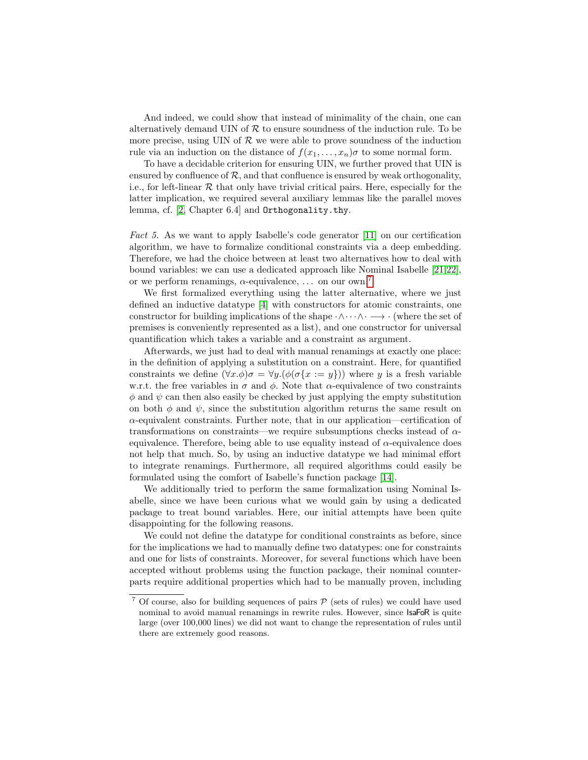And indeed, we could show that instead of minimality of the chain, one can alternatively demand UIN of $\mathcal{R}$ to ensure soundness of the induction rule. To be more precise, using UIN of $\mathcal{R}$ we were able to prove soundness of the induction rule via an induction on the distance of $f(x_1, \ldots, x_n)\sigma$ to some normal form.

To have a decidable criterion for ensuring UIN, we further proved that UIN is ensured by confluence of $\mathcal{R}$, and that confluence is ensured by weak orthogonality, i.e., for left-linear $\mathcal{R}$ that only have trivial critical pairs. Here, especially for the latter implication, we required several auxiliary lemmas like the parallel moves lemma, cf. [2, Chapter 6.4] and `Orthogonality.thy`.

*Fact 5.* As we want to apply Isabelle's code generator [11] on our certification algorithm, we have to formalize conditional constraints via a deep embedding. Therefore, we had the choice between at least two alternatives how to deal with bound variables: we can use a dedicated approach like Nominal Isabelle [21,22], or we perform renamings, $\alpha$-equivalence, ... on our own.[7]

We first formalized everything using the latter alternative, where we just defined an inductive datatype [4] with constructors for atomic constraints, one constructor for building implications of the shape $\cdot \wedge \cdots \wedge \cdot \longrightarrow \cdot$ (where the set of premises is conveniently represented as a list), and one constructor for universal quantification which takes a variable and a constraint as argument.

Afterwards, we just had to deal with manual renamings at exactly one place: in the definition of applying a substitution on a constraint. Here, for quantified constraints we define $(\forall x.\phi)\sigma = \forall y.(\phi(\sigma\{x := y\}))$ where $y$ is a fresh variable w.r.t. the free variables in $\sigma$ and $\phi$. Note that $\alpha$-equivalence of two constraints $\phi$ and $\psi$ can then also easily be checked by just applying the empty substitution on both $\phi$ and $\psi$, since the substitution algorithm returns the same result on $\alpha$-equivalent constraints. Further note, that in our application—certification of transformations on constraints—we require subsumptions checks instead of $\alpha$-equivalence. Therefore, being able to use equality instead of $\alpha$-equivalence does not help that much. So, by using an inductive datatype we had minimal effort to integrate renamings. Furthermore, all required algorithms could easily be formulated using the comfort of Isabelle's function package [14].

We additionally tried to perform the same formalization using Nominal Isabelle, since we have been curious what we would gain by using a dedicated package to treat bound variables. Here, our initial attempts have been quite disappointing for the following reasons.

We could not define the datatype for conditional constraints as before, since for the implications we had to manually define two datatypes: one for constraints and one for lists of constraints. Moreover, for several functions which have been accepted without problems using the function package, their nominal counterparts require additional properties which had to be manually proven, including

---

[7] Of course, also for building sequences of pairs $\mathcal{P}$ (sets of rules) we could have used nominal to avoid manual renamings in rewrite rules. However, since IsaFoR is quite large (over 100,000 lines) we did not want to change the representation of rules until there are extremely good reasons.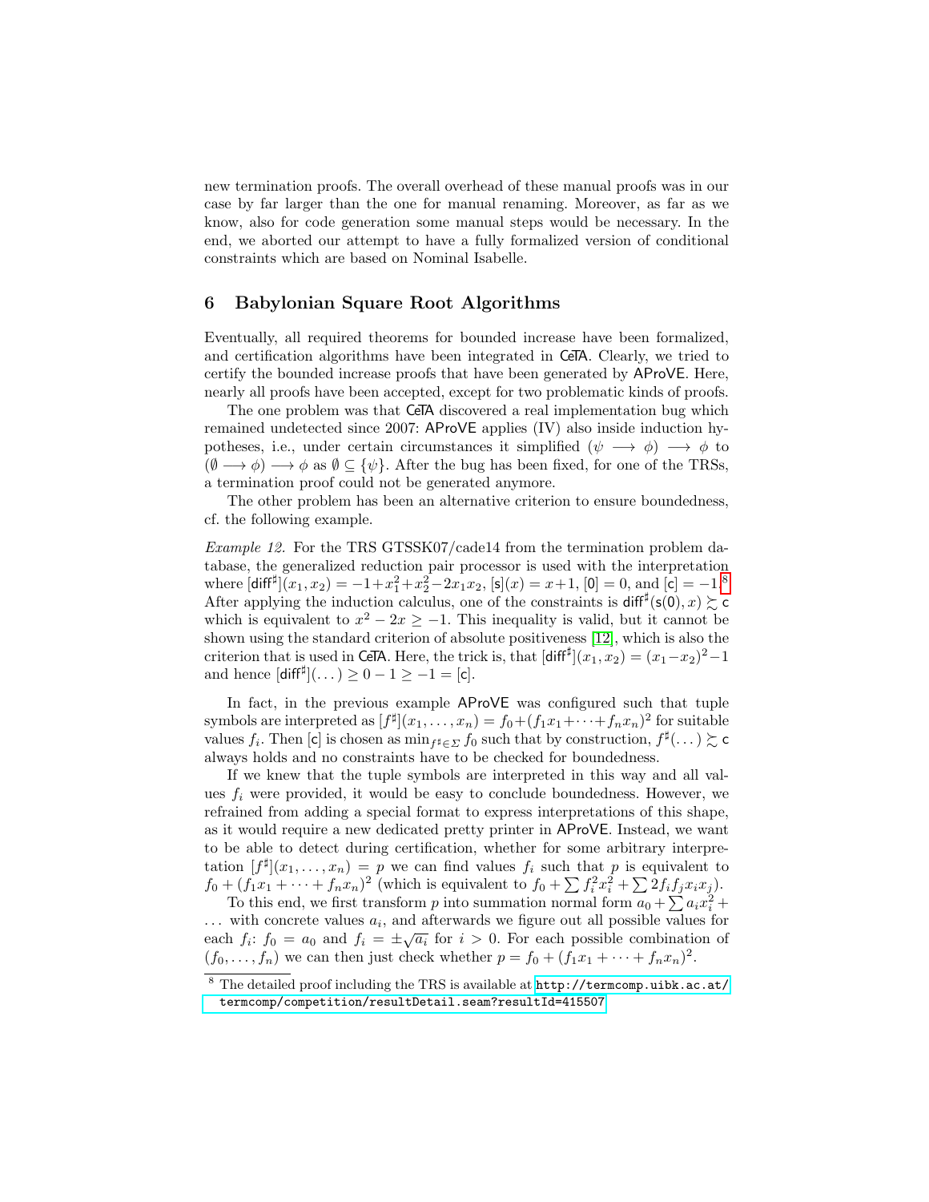new termination proofs. The overall overhead of these manual proofs was in our case by far larger than the one for manual renaming. Moreover, as far as we know, also for code generation some manual steps would be necessary. In the end, we aborted our attempt to have a fully formalized version of conditional constraints which are based on Nominal Isabelle.

## 6 Babylonian Square Root Algorithms

Eventually, all required theorems for bounded increase have been formalized, and certification algorithms have been integrated in CeTA. Clearly, we tried to certify the bounded increase proofs that have been generated by AProVE. Here, nearly all proofs have been accepted, except for two problematic kinds of proofs.

The one problem was that CeTA discovered a real implementation bug which remained undetected since 2007: AProVE applies (IV) also inside induction hypotheses, i.e., under certain circumstances it simplified $(\psi \longrightarrow \phi) \longrightarrow \phi$ to $(\emptyset \longrightarrow \phi) \longrightarrow \phi$ as $\emptyset \subseteq \{\psi\}$. After the bug has been fixed, for one of the TRSs, a termination proof could not be generated anymore.

The other problem has been an alternative criterion to ensure boundedness, cf. the following example.

*Example 12.* For the TRS GTSSK07/cade14 from the termination problem database, the generalized reduction pair processor is used with the interpretation where $[\mathsf{diff}^\sharp](x_1, x_2) = -1 + x_1^2 + x_2^2 - 2x_1x_2$, $[\mathsf{s}](x) = x + 1$, $[\mathsf{0}] = 0$, and $[\mathsf{c}] = -1$.[8] After applying the induction calculus, one of the constraints is $\mathsf{diff}^\sharp(\mathsf{s}(\mathsf{0}), x) \succsim \mathsf{c}$ which is equivalent to $x^2 - 2x \geq -1$. This inequality is valid, but it cannot be shown using the standard criterion of absolute positiveness [12], which is also the criterion that is used in CeTA. Here, the trick is, that $[\mathsf{diff}^\sharp](x_1, x_2) = (x_1 - x_2)^2 - 1$ and hence $[\mathsf{diff}^\sharp](\dots) \geq 0 - 1 \geq -1 = [\mathsf{c}]$.

In fact, in the previous example AProVE was configured such that tuple symbols are interpreted as $[f^\sharp](x_1, \dots, x_n) = f_0 + (f_1x_1 + \dots + f_nx_n)^2$ for suitable values $f_i$. Then $[\mathsf{c}]$ is chosen as $\min_{f^\sharp \in \Sigma} f_0$ such that by construction, $f^\sharp(\dots) \succsim \mathsf{c}$ always holds and no constraints have to be checked for boundedness.

If we knew that the tuple symbols are interpreted in this way and all values $f_i$ were provided, it would be easy to conclude boundedness. However, we refrained from adding a special format to express interpretations of this shape, as it would require a new dedicated pretty printer in AProVE. Instead, we want to be able to detect during certification, whether for some arbitrary interpretation $[f^\sharp](x_1, \dots, x_n) = p$ we can find values $f_i$ such that $p$ is equivalent to $f_0 + (f_1x_1 + \dots + f_nx_n)^2$ (which is equivalent to $f_0 + \sum f_i^2 x_i^2 + \sum 2f_if_jx_ix_j$).

To this end, we first transform $p$ into summation normal form $a_0 + \sum a_i x_i^2 + \dots$ with concrete values $a_i$, and afterwards we figure out all possible values for each $f_i$: $f_0 = a_0$ and $f_i = \pm\sqrt{a_i}$ for $i > 0$. For each possible combination of $(f_0, \dots, f_n)$ we can then just check whether $p = f_0 + (f_1x_1 + \dots + f_nx_n)^2$.

---

[8] The detailed proof including the TRS is available at http://termcomp.uibk.ac.at/termcomp/competition/resultDetail.seam?resultId=415507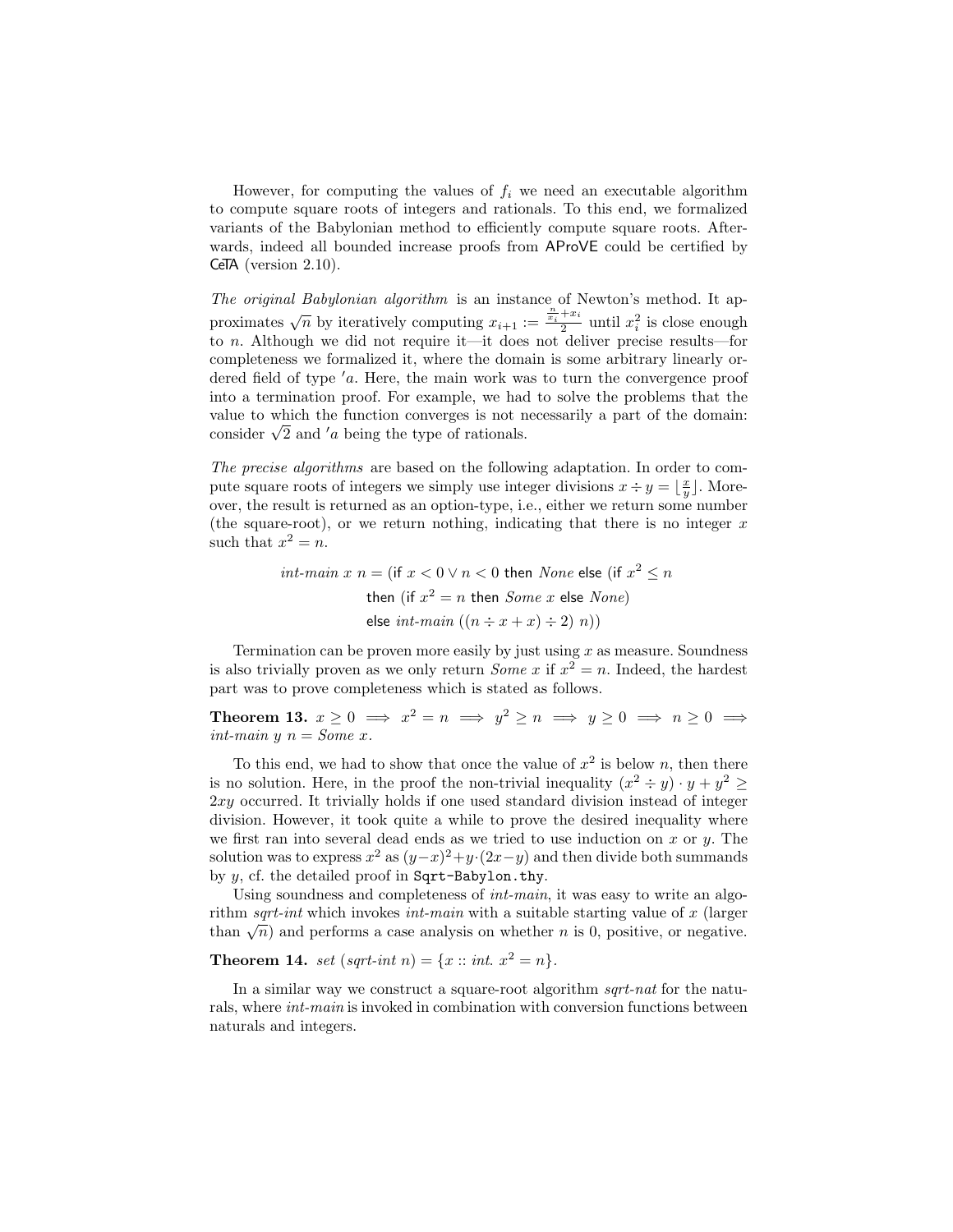However, for computing the values of $f_i$ we need an executable algorithm to compute square roots of integers and rationals. To this end, we formalized variants of the Babylonian method to efficiently compute square roots. Afterwards, indeed all bounded increase proofs from AProVE could be certified by CeTA (version 2.10).

*The original Babylonian algorithm* is an instance of Newton's method. It approximates $\sqrt{n}$ by iteratively computing $x_{i+1} := \frac{\frac{n}{x_i}+x_i}{2}$ until $x_i^2$ is close enough to $n$. Although we did not require it—it does not deliver precise results—for completeness we formalized it, where the domain is some arbitrary linearly ordered field of type $'a$. Here, the main work was to turn the convergence proof into a termination proof. For example, we had to solve the problems that the value to which the function converges is not necessarily a part of the domain: consider $\sqrt{2}$ and $'a$ being the type of rationals.

*The precise algorithms* are based on the following adaptation. In order to compute square roots of integers we simply use integer divisions $x \div y = \lfloor \frac{x}{y} \rfloor$. Moreover, the result is returned as an option-type, i.e., either we return some number (the square-root), or we return nothing, indicating that there is no integer $x$ such that $x^2 = n$.

$$
\begin{aligned}
\mathit{int\text{-}main}\ x\ n = (&\mathsf{if}\ x < 0 \lor n < 0\ \mathsf{then}\ \mathit{None}\ \mathsf{else}\ (\mathsf{if}\ x^2 \leq n \\
&\mathsf{then}\ (\mathsf{if}\ x^2 = n\ \mathsf{then}\ \mathit{Some}\ x\ \mathsf{else}\ \mathit{None}) \\
&\mathsf{else}\ \mathit{int\text{-}main}\ ((n \div x + x) \div 2)\ n))
\end{aligned}
$$

Termination can be proven more easily by just using $x$ as measure. Soundness is also trivially proven as we only return *Some* $x$ if $x^2 = n$. Indeed, the hardest part was to prove completeness which is stated as follows.

**Theorem 13.** $x \geq 0 \implies x^2 = n \implies y^2 \geq n \implies y \geq 0 \implies n \geq 0 \implies$ $\mathit{int\text{-}main}\ y\ n = \mathit{Some}\ x$.

To this end, we had to show that once the value of $x^2$ is below $n$, then there is no solution. Here, in the proof the non-trivial inequality $(x^2 \div y) \cdot y + y^2 \geq 2xy$ occurred. It trivially holds if one used standard division instead of integer division. However, it took quite a while to prove the desired inequality where we first ran into several dead ends as we tried to use induction on $x$ or $y$. The solution was to express $x^2$ as $(y-x)^2 + y \cdot (2x-y)$ and then divide both summands by $y$, cf. the detailed proof in `Sqrt-Babylon.thy`.

Using soundness and completeness of *int-main*, it was easy to write an algorithm *sqrt-int* which invokes *int-main* with a suitable starting value of $x$ (larger than $\sqrt{n}$) and performs a case analysis on whether $n$ is 0, positive, or negative.

**Theorem 14.** $\mathit{set}\ (\mathit{sqrt\text{-}int}\ n) = \{x :: \mathit{int}.\ x^2 = n\}$.

In a similar way we construct a square-root algorithm *sqrt-nat* for the naturals, where *int-main* is invoked in combination with conversion functions between naturals and integers.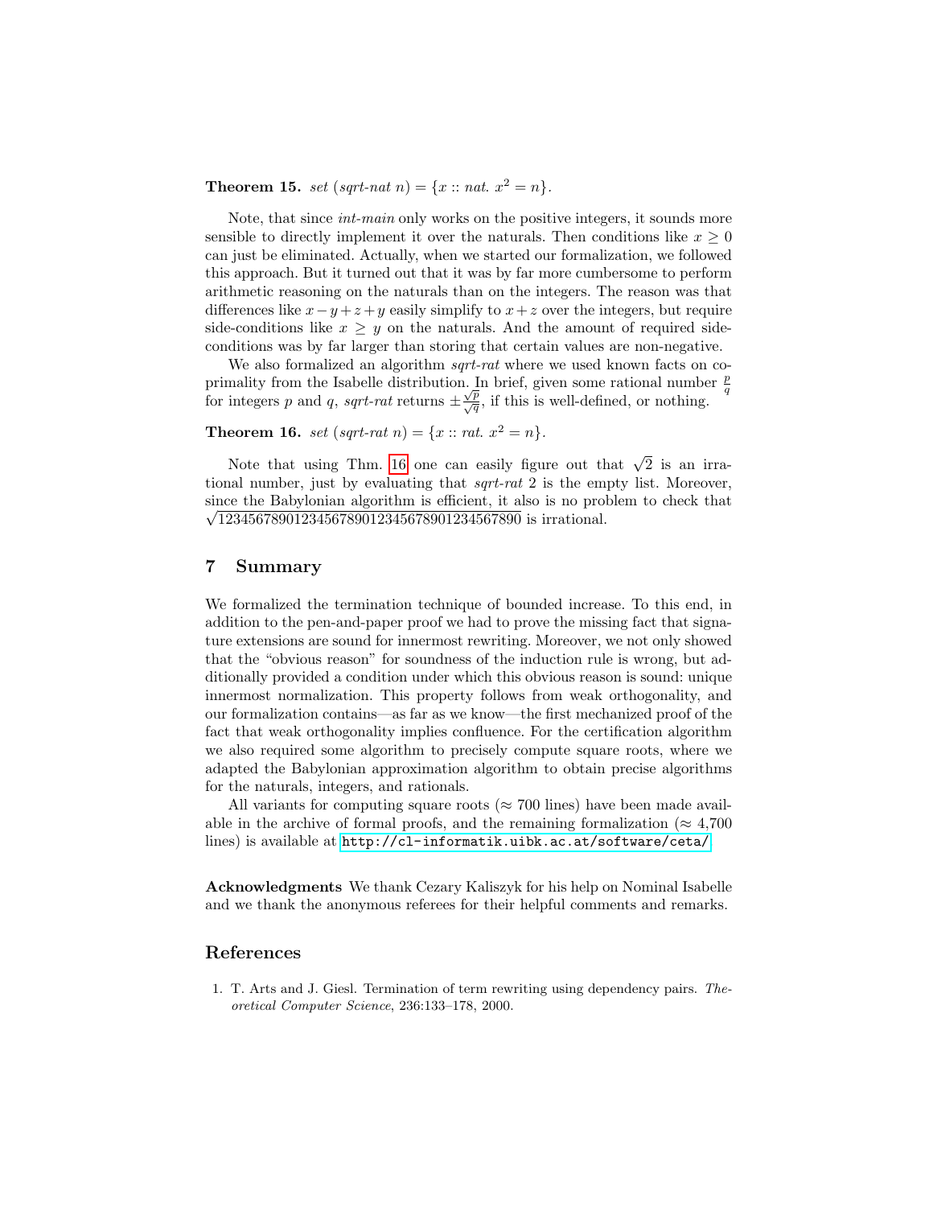**Theorem 15.** *set* (*sqrt-nat* $n$) $= \{x :: nat.\ x^2 = n\}$.

Note, that since *int-main* only works on the positive integers, it sounds more sensible to directly implement it over the naturals. Then conditions like $x \geq 0$ can just be eliminated. Actually, when we started our formalization, we followed this approach. But it turned out that it was by far more cumbersome to perform arithmetic reasoning on the naturals than on the integers. The reason was that differences like $x - y + z + y$ easily simplify to $x + z$ over the integers, but require side-conditions like $x \geq y$ on the naturals. And the amount of required side-conditions was by far larger than storing that certain values are non-negative.

We also formalized an algorithm *sqrt-rat* where we used known facts on co-primality from the Isabelle distribution. In brief, given some rational number $\frac{p}{q}$ for integers $p$ and $q$, *sqrt-rat* returns $\pm\frac{\sqrt{p}}{\sqrt{q}}$, if this is well-defined, or nothing.

**Theorem 16.** *set* (*sqrt-rat* $n$) $= \{x :: rat.\ x^2 = n\}$.

Note that using Thm. 16 one can easily figure out that $\sqrt{2}$ is an irrational number, just by evaluating that *sqrt-rat* 2 is the empty list. Moreover, since the Babylonian algorithm is efficient, it also is no problem to check that $\sqrt{1234567890123456789012345678901234567890}$ is irrational.

## 7 Summary

We formalized the termination technique of bounded increase. To this end, in addition to the pen-and-paper proof we had to prove the missing fact that signature extensions are sound for innermost rewriting. Moreover, we not only showed that the "obvious reason" for soundness of the induction rule is wrong, but additionally provided a condition under which this obvious reason is sound: unique innermost normalization. This property follows from weak orthogonality, and our formalization contains—as far as we know—the first mechanized proof of the fact that weak orthogonality implies confluence. For the certification algorithm we also required some algorithm to precisely compute square roots, where we adapted the Babylonian approximation algorithm to obtain precise algorithms for the naturals, integers, and rationals.

All variants for computing square roots ($\approx$ 700 lines) have been made available in the archive of formal proofs, and the remaining formalization ($\approx$ 4,700 lines) is available at http://cl-informatik.uibk.ac.at/software/ceta/.

**Acknowledgments** We thank Cezary Kaliszyk for his help on Nominal Isabelle and we thank the anonymous referees for their helpful comments and remarks.

## References

1. T. Arts and J. Giesl. Termination of term rewriting using dependency pairs. *Theoretical Computer Science*, 236:133–178, 2000.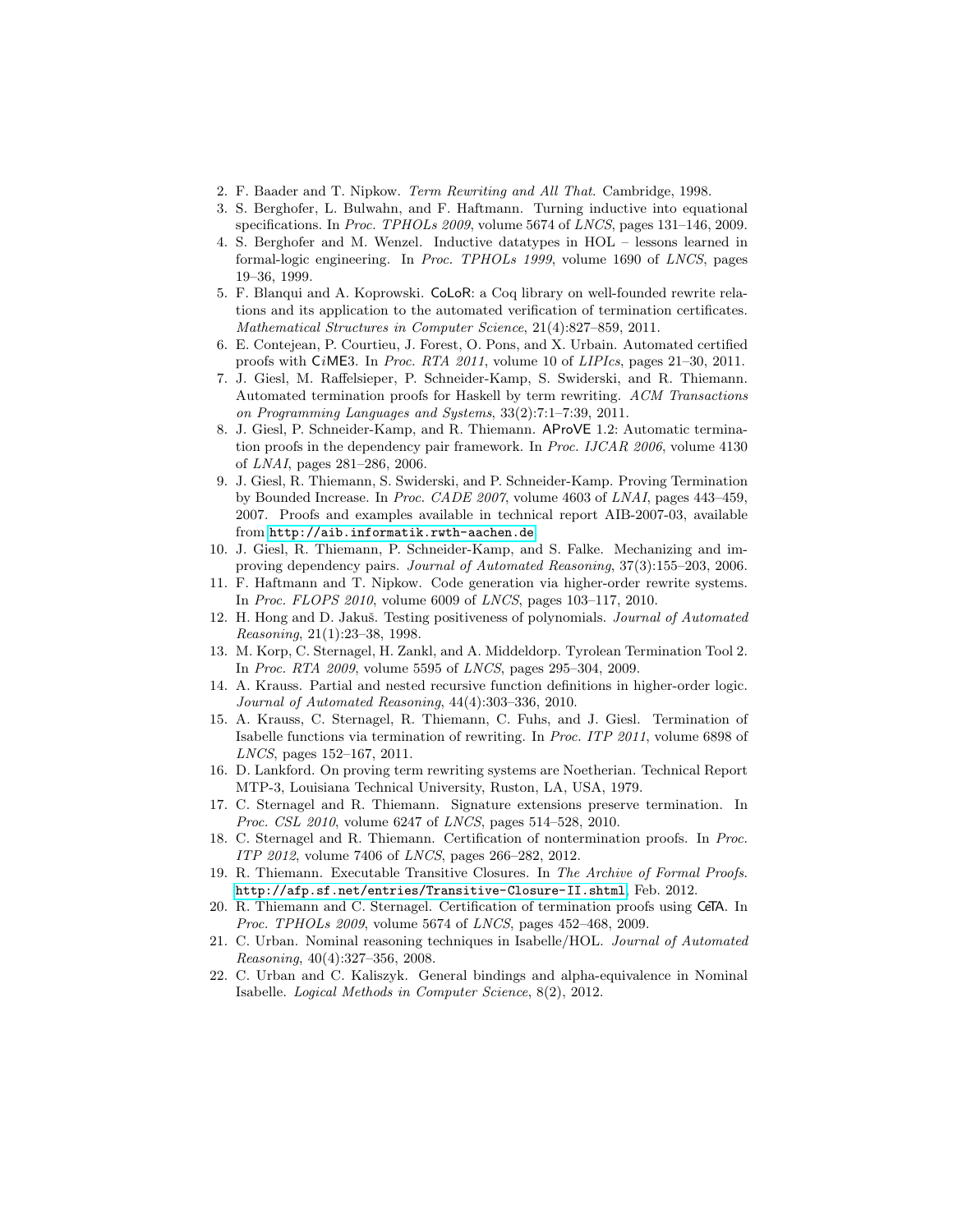2. F. Baader and T. Nipkow. *Term Rewriting and All That*. Cambridge, 1998.
3. S. Berghofer, L. Bulwahn, and F. Haftmann. Turning inductive into equational specifications. In *Proc. TPHOLs 2009*, volume 5674 of *LNCS*, pages 131–146, 2009.
4. S. Berghofer and M. Wenzel. Inductive datatypes in HOL – lessons learned in formal-logic engineering. In *Proc. TPHOLs 1999*, volume 1690 of *LNCS*, pages 19–36, 1999.
5. F. Blanqui and A. Koprowski. CoLoR: a Coq library on well-founded rewrite relations and its application to the automated verification of termination certificates. *Mathematical Structures in Computer Science*, 21(4):827–859, 2011.
6. E. Contejean, P. Courtieu, J. Forest, O. Pons, and X. Urbain. Automated certified proofs with C*i*ME3. In *Proc. RTA 2011*, volume 10 of *LIPIcs*, pages 21–30, 2011.
7. J. Giesl, M. Raffelsieper, P. Schneider-Kamp, S. Swiderski, and R. Thiemann. Automated termination proofs for Haskell by term rewriting. *ACM Transactions on Programming Languages and Systems*, 33(2):7:1–7:39, 2011.
8. J. Giesl, P. Schneider-Kamp, and R. Thiemann. AProVE 1.2: Automatic termination proofs in the dependency pair framework. In *Proc. IJCAR 2006*, volume 4130 of *LNAI*, pages 281–286, 2006.
9. J. Giesl, R. Thiemann, S. Swiderski, and P. Schneider-Kamp. Proving Termination by Bounded Increase. In *Proc. CADE 2007*, volume 4603 of *LNAI*, pages 443–459, 2007. Proofs and examples available in technical report AIB-2007-03, available from `http://aib.informatik.rwth-aachen.de`.
10. J. Giesl, R. Thiemann, P. Schneider-Kamp, and S. Falke. Mechanizing and improving dependency pairs. *Journal of Automated Reasoning*, 37(3):155–203, 2006.
11. F. Haftmann and T. Nipkow. Code generation via higher-order rewrite systems. In *Proc. FLOPS 2010*, volume 6009 of *LNCS*, pages 103–117, 2010.
12. H. Hong and D. Jakuš. Testing positiveness of polynomials. *Journal of Automated Reasoning*, 21(1):23–38, 1998.
13. M. Korp, C. Sternagel, H. Zankl, and A. Middeldorp. Tyrolean Termination Tool 2. In *Proc. RTA 2009*, volume 5595 of *LNCS*, pages 295–304, 2009.
14. A. Krauss. Partial and nested recursive function definitions in higher-order logic. *Journal of Automated Reasoning*, 44(4):303–336, 2010.
15. A. Krauss, C. Sternagel, R. Thiemann, C. Fuhs, and J. Giesl. Termination of Isabelle functions via termination of rewriting. In *Proc. ITP 2011*, volume 6898 of *LNCS*, pages 152–167, 2011.
16. D. Lankford. On proving term rewriting systems are Noetherian. Technical Report MTP-3, Louisiana Technical University, Ruston, LA, USA, 1979.
17. C. Sternagel and R. Thiemann. Signature extensions preserve termination. In *Proc. CSL 2010*, volume 6247 of *LNCS*, pages 514–528, 2010.
18. C. Sternagel and R. Thiemann. Certification of nontermination proofs. In *Proc. ITP 2012*, volume 7406 of *LNCS*, pages 266–282, 2012.
19. R. Thiemann. Executable Transitive Closures. In *The Archive of Formal Proofs*. `http://afp.sf.net/entries/Transitive-Closure-II.shtml`, Feb. 2012.
20. R. Thiemann and C. Sternagel. Certification of termination proofs using CeTA. In *Proc. TPHOLs 2009*, volume 5674 of *LNCS*, pages 452–468, 2009.
21. C. Urban. Nominal reasoning techniques in Isabelle/HOL. *Journal of Automated Reasoning*, 40(4):327–356, 2008.
22. C. Urban and C. Kaliszyk. General bindings and alpha-equivalence in Nominal Isabelle. *Logical Methods in Computer Science*, 8(2), 2012.